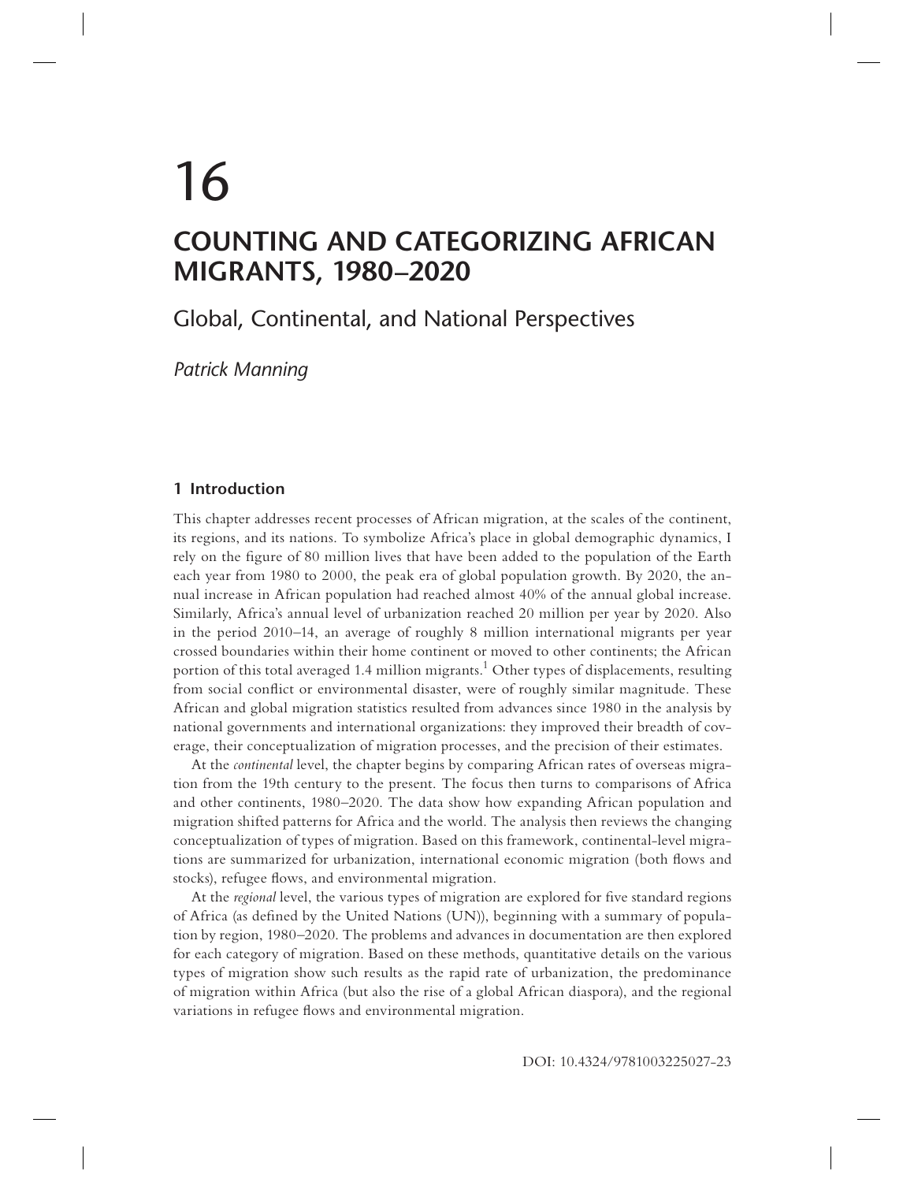# 16

# COUNTING AND CATEGORIZING AFRICAN MIGRANTS, 1980–2020

## Global, Continental, and National Perspectives

*Patrick Manning*

### 1 Introduction

This chapter addresses recent processes of African migration, at the scales of the continent, its regions, and its nations. To symbolize Africa's place in global demographic dynamics, I rely on the figure of 80 million lives that have been added to the population of the Earth each year from 1980 to 2000, the peak era of global population growth. By 2020, the annual increase in African population had reached almost 40% of the annual global increase. Similarly, Africa's annual level of urbanization reached 20 million per year by 2020. Also in the period 2010–14, an average of roughly 8 million international migrants per year crossed boundaries within their home continent or moved to other continents; the African portion of this total averaged 1.4 million migrants.[1] Other types of displacements, resulting from social conflict or environmental disaster, were of roughly similar magnitude. These African and global migration statistics resulted from advances since 1980 in the analysis by national governments and international organizations: they improved their breadth of coverage, their conceptualization of migration processes, and the precision of their estimates.

At the *continental* level, the chapter begins by comparing African rates of overseas migration from the 19th century to the present. The focus then turns to comparisons of Africa and other continents, 1980–2020. The data show how expanding African population and migration shifted patterns for Africa and the world. The analysis then reviews the changing conceptualization of types of migration. Based on this framework, continental-level migrations are summarized for urbanization, international economic migration (both flows and stocks), refugee flows, and environmental migration.

At the *regional* level, the various types of migration are explored for five standard regions of Africa (as defined by the United Nations (UN)), beginning with a summary of population by region, 1980–2020. The problems and advances in documentation are then explored for each category of migration. Based on these methods, quantitative details on the various types of migration show such results as the rapid rate of urbanization, the predominance of migration within Africa (but also the rise of a global African diaspora), and the regional variations in refugee flows and environmental migration.

DOI: 10.4324/9781003225027-23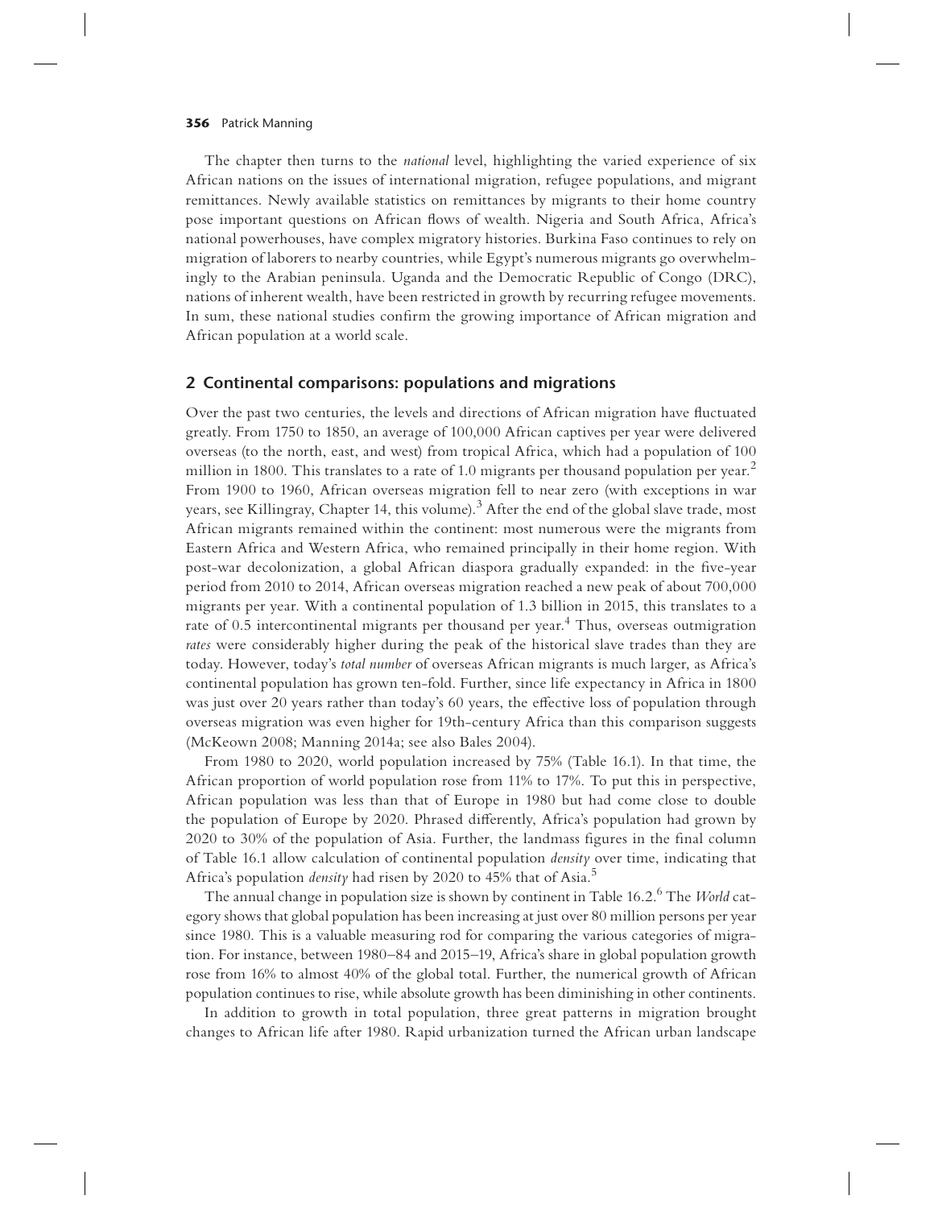The chapter then turns to the *national* level, highlighting the varied experience of six African nations on the issues of international migration, refugee populations, and migrant remittances. Newly available statistics on remittances by migrants to their home country pose important questions on African flows of wealth. Nigeria and South Africa, Africa's national powerhouses, have complex migratory histories. Burkina Faso continues to rely on migration of laborers to nearby countries, while Egypt's numerous migrants go overwhelmingly to the Arabian peninsula. Uganda and the Democratic Republic of Congo (DRC), nations of inherent wealth, have been restricted in growth by recurring refugee movements. In sum, these national studies confirm the growing importance of African migration and African population at a world scale.

## 2 Continental comparisons: populations and migrations

Over the past two centuries, the levels and directions of African migration have fluctuated greatly. From 1750 to 1850, an average of 100,000 African captives per year were delivered overseas (to the north, east, and west) from tropical Africa, which had a population of 100 million in 1800. This translates to a rate of 1.0 migrants per thousand population per year.[2] From 1900 to 1960, African overseas migration fell to near zero (with exceptions in war years, see Killingray, Chapter 14, this volume).[3] After the end of the global slave trade, most African migrants remained within the continent: most numerous were the migrants from Eastern Africa and Western Africa, who remained principally in their home region. With post-war decolonization, a global African diaspora gradually expanded: in the five-year period from 2010 to 2014, African overseas migration reached a new peak of about 700,000 migrants per year. With a continental population of 1.3 billion in 2015, this translates to a rate of 0.5 intercontinental migrants per thousand per year.[4] Thus, overseas outmigration *rates* were considerably higher during the peak of the historical slave trades than they are today. However, today's *total number* of overseas African migrants is much larger, as Africa's continental population has grown ten-fold. Further, since life expectancy in Africa in 1800 was just over 20 years rather than today's 60 years, the effective loss of population through overseas migration was even higher for 19th-century Africa than this comparison suggests (McKeown 2008; Manning 2014a; see also Bales 2004).

From 1980 to 2020, world population increased by 75% (Table 16.1). In that time, the African proportion of world population rose from 11% to 17%. To put this in perspective, African population was less than that of Europe in 1980 but had come close to double the population of Europe by 2020. Phrased differently, Africa's population had grown by 2020 to 30% of the population of Asia. Further, the landmass figures in the final column of Table 16.1 allow calculation of continental population *density* over time, indicating that Africa's population *density* had risen by 2020 to 45% that of Asia.[5]

The annual change in population size is shown by continent in Table 16.2.[6] The *World* category shows that global population has been increasing at just over 80 million persons per year since 1980. This is a valuable measuring rod for comparing the various categories of migration. For instance, between 1980–84 and 2015–19, Africa's share in global population growth rose from 16% to almost 40% of the global total. Further, the numerical growth of African population continues to rise, while absolute growth has been diminishing in other continents.

In addition to growth in total population, three great patterns in migration brought changes to African life after 1980. Rapid urbanization turned the African urban landscape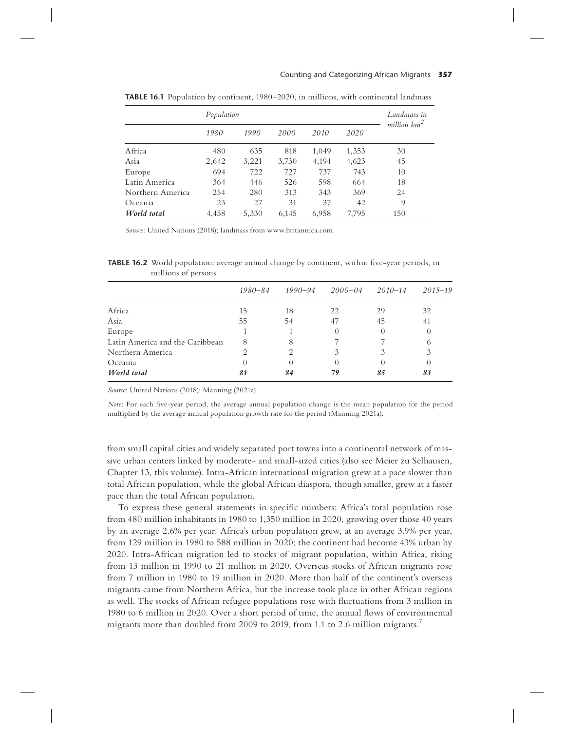**TABLE 16.1** Population by continent, 1980–2020, in millions, with continental landmass

| | *Population* | | | | | *Landmass in million km²* |
|---|---|---|---|---|---|---|
| | *1980* | *1990* | *2000* | *2010* | *2020* | |
| Africa | 480 | 635 | 818 | 1,049 | 1,353 | 30 |
| Asia | 2,642 | 3,221 | 3,730 | 4,194 | 4,623 | 45 |
| Europe | 694 | 722 | 727 | 737 | 743 | 10 |
| Latin America | 364 | 446 | 526 | 598 | 664 | 18 |
| Northern America | 254 | 280 | 313 | 343 | 369 | 24 |
| Oceania | 23 | 27 | 31 | 37 | 42 | 9 |
| ***World total*** | 4,458 | 5,330 | 6,145 | 6,958 | 7,795 | 150 |

*Source*: United Nations (2018); landmass from www.britannica.com.

**TABLE 16.2** World population: average annual change by continent, within five-year periods, in millions of persons

| | *1980–84* | *1990–94* | *2000–04* | *2010–14* | *2015–19* |
|---|---|---|---|---|---|
| Africa | 15 | 18 | 22 | 29 | 32 |
| Asia | 55 | 54 | 47 | 45 | 41 |
| Europe | 1 | 1 | 0 | 0 | 0 |
| Latin America and the Caribbean | 8 | 8 | 7 | 7 | 6 |
| Northern America | 2 | 2 | 3 | 3 | 3 |
| Oceania | 0 | 0 | 0 | 0 | 0 |
| ***World total*** | ***81*** | ***84*** | ***79*** | ***85*** | ***83*** |

*Source*: United Nations (2018); Manning (2021a).

*Note*: For each five-year period, the average annual population change is the mean population for the period multiplied by the average annual population growth rate for the period (Manning 2021a).

from small capital cities and widely separated port towns into a continental network of massive urban centers linked by moderate- and small-sized cities (also see Meier zu Selhausen, Chapter 13, this volume). Intra-African international migration grew at a pace slower than total African population, while the global African diaspora, though smaller, grew at a faster pace than the total African population.

To express these general statements in specific numbers: Africa's total population rose from 480 million inhabitants in 1980 to 1,350 million in 2020, growing over those 40 years by an average 2.6% per year. Africa's urban population grew, at an average 3.9% per year, from 129 million in 1980 to 588 million in 2020; the continent had become 43% urban by 2020. Intra-African migration led to stocks of migrant population, within Africa, rising from 13 million in 1990 to 21 million in 2020. Overseas stocks of African migrants rose from 7 million in 1980 to 19 million in 2020. More than half of the continent's overseas migrants came from Northern Africa, but the increase took place in other African regions as well. The stocks of African refugee populations rose with fluctuations from 3 million in 1980 to 6 million in 2020. Over a short period of time, the annual flows of environmental migrants more than doubled from 2009 to 2019, from 1.1 to 2.6 million migrants.[7]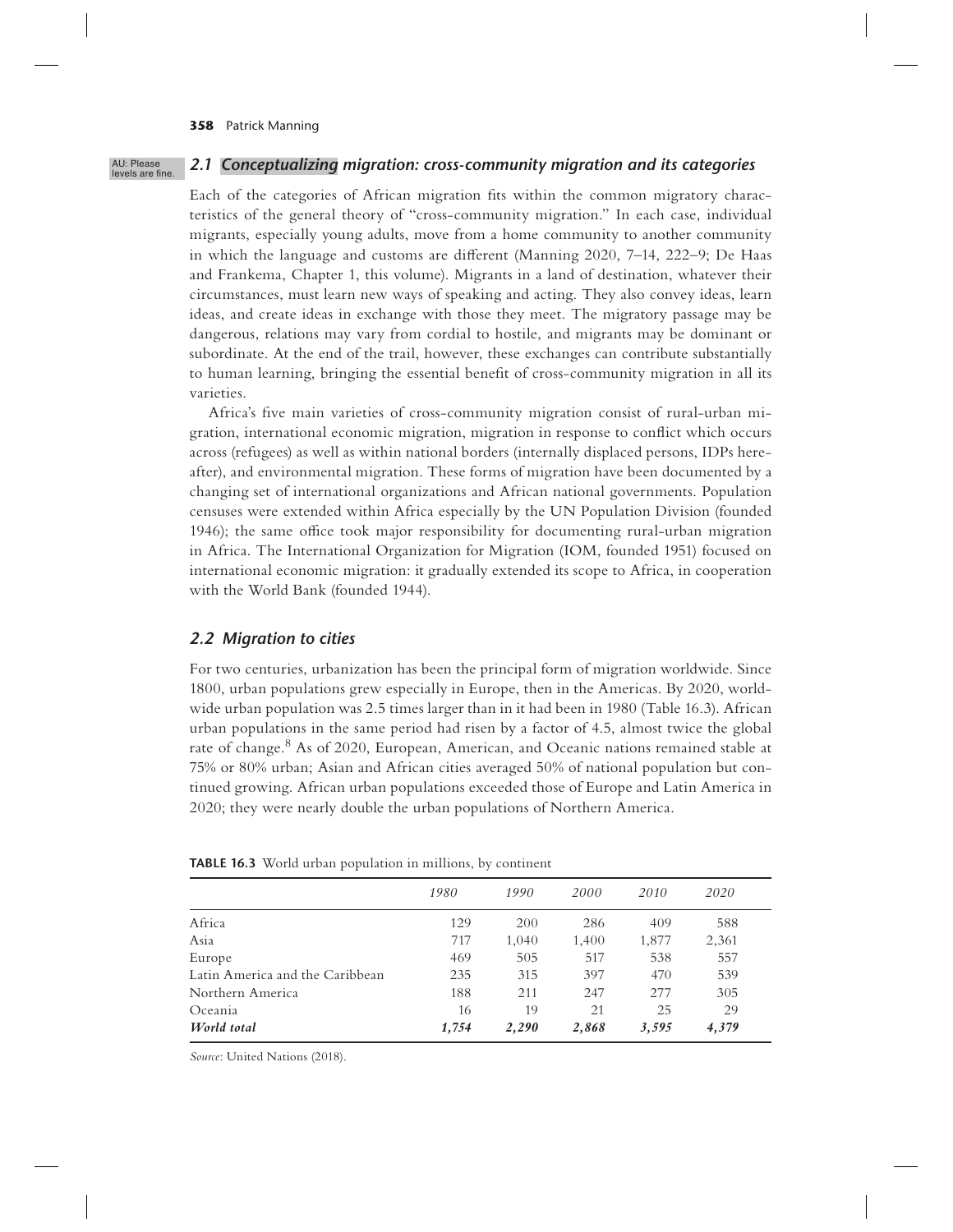## 2.1 Conceptualizing migration: cross-community migration and its categories

Each of the categories of African migration fits within the common migratory characteristics of the general theory of "cross-community migration." In each case, individual migrants, especially young adults, move from a home community to another community in which the language and customs are different (Manning 2020, 7–14, 222–9; De Haas and Frankema, Chapter 1, this volume). Migrants in a land of destination, whatever their circumstances, must learn new ways of speaking and acting. They also convey ideas, learn ideas, and create ideas in exchange with those they meet. The migratory passage may be dangerous, relations may vary from cordial to hostile, and migrants may be dominant or subordinate. At the end of the trail, however, these exchanges can contribute substantially to human learning, bringing the essential benefit of cross-community migration in all its varieties.

Africa's five main varieties of cross-community migration consist of rural-urban migration, international economic migration, migration in response to conflict which occurs across (refugees) as well as within national borders (internally displaced persons, IDPs hereafter), and environmental migration. These forms of migration have been documented by a changing set of international organizations and African national governments. Population censuses were extended within Africa especially by the UN Population Division (founded 1946); the same office took major responsibility for documenting rural-urban migration in Africa. The International Organization for Migration (IOM, founded 1951) focused on international economic migration: it gradually extended its scope to Africa, in cooperation with the World Bank (founded 1944).

## 2.2 Migration to cities

For two centuries, urbanization has been the principal form of migration worldwide. Since 1800, urban populations grew especially in Europe, then in the Americas. By 2020, worldwide urban population was 2.5 times larger than in it had been in 1980 (Table 16.3). African urban populations in the same period had risen by a factor of 4.5, almost twice the global rate of change.[8] As of 2020, European, American, and Oceanic nations remained stable at 75% or 80% urban; Asian and African cities averaged 50% of national population but continued growing. African urban populations exceeded those of Europe and Latin America in 2020; they were nearly double the urban populations of Northern America.

**TABLE 16.3** World urban population in millions, by continent

| | *1980* | *1990* | *2000* | *2010* | *2020* |
|---|---|---|---|---|---|
| Africa | 129 | 200 | 286 | 409 | 588 |
| Asia | 717 | 1,040 | 1,400 | 1,877 | 2,361 |
| Europe | 469 | 505 | 517 | 538 | 557 |
| Latin America and the Caribbean | 235 | 315 | 397 | 470 | 539 |
| Northern America | 188 | 211 | 247 | 277 | 305 |
| Oceania | 16 | 19 | 21 | 25 | 29 |
| ***World total*** | ***1,754*** | ***2,290*** | ***2,868*** | ***3,595*** | ***4,379*** |

*Source*: United Nations (2018).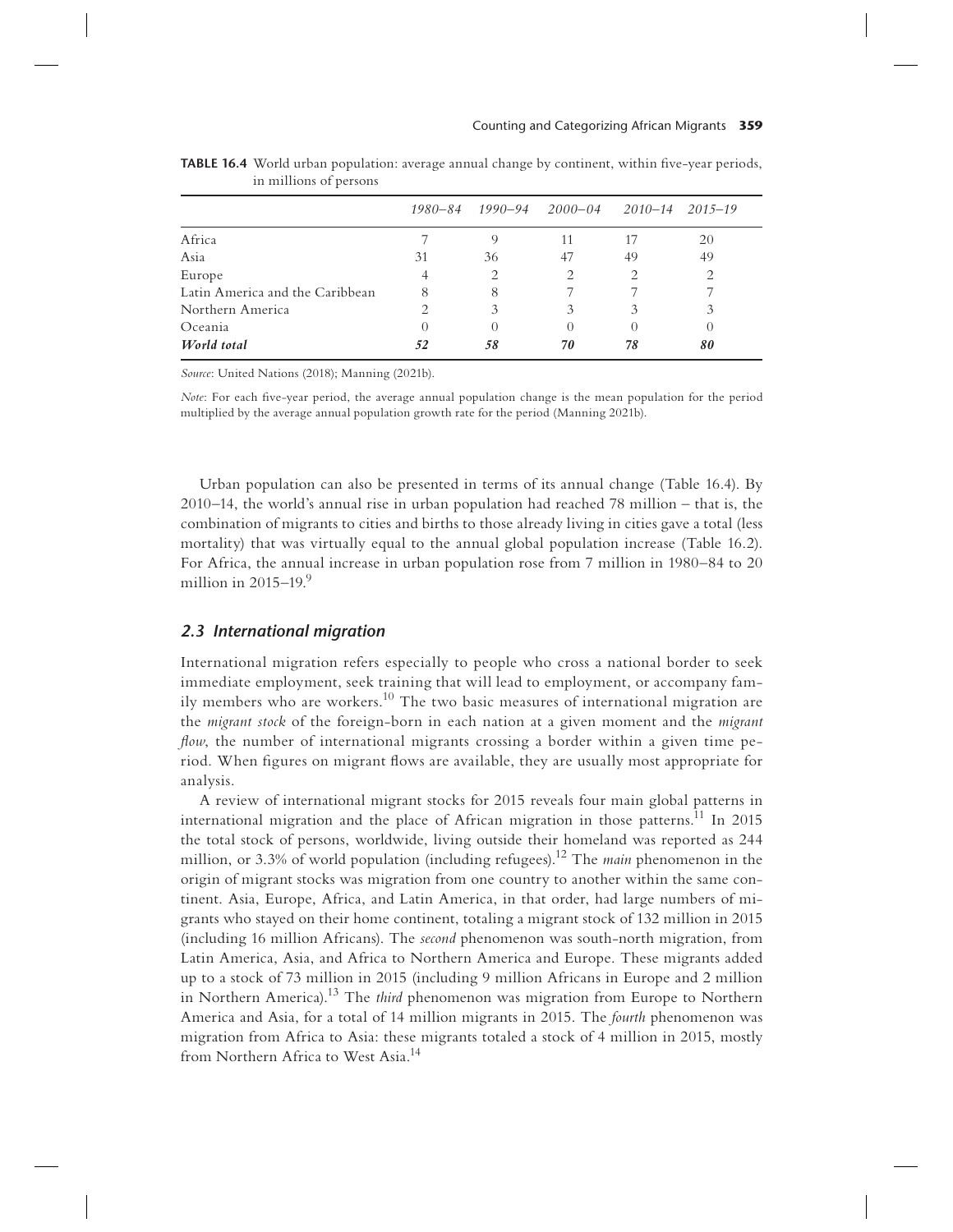**TABLE 16.4** World urban population: average annual change by continent, within five-year periods, in millions of persons

| | *1980–84* | *1990–94* | *2000–04* | *2010–14* | *2015–19* |
|---|---|---|---|---|---|
| Africa | 7 | 9 | 11 | 17 | 20 |
| Asia | 31 | 36 | 47 | 49 | 49 |
| Europe | 4 | 2 | 2 | 2 | 2 |
| Latin America and the Caribbean | 8 | 8 | 7 | 7 | 7 |
| Northern America | 2 | 3 | 3 | 3 | 3 |
| Oceania | 0 | 0 | 0 | 0 | 0 |
| ***World total*** | ***52*** | ***58*** | ***70*** | ***78*** | ***80*** |

*Source*: United Nations (2018); Manning (2021b).

*Note*: For each five-year period, the average annual population change is the mean population for the period multiplied by the average annual population growth rate for the period (Manning 2021b).

Urban population can also be presented in terms of its annual change (Table 16.4). By 2010–14, the world's annual rise in urban population had reached 78 million – that is, the combination of migrants to cities and births to those already living in cities gave a total (less mortality) that was virtually equal to the annual global population increase (Table 16.2). For Africa, the annual increase in urban population rose from 7 million in 1980–84 to 20 million in 2015–19.[9]

## *2.3 International migration*

International migration refers especially to people who cross a national border to seek immediate employment, seek training that will lead to employment, or accompany family members who are workers.[10] The two basic measures of international migration are the *migrant stock* of the foreign-born in each nation at a given moment and the *migrant flow*, the number of international migrants crossing a border within a given time period. When figures on migrant flows are available, they are usually most appropriate for analysis.

A review of international migrant stocks for 2015 reveals four main global patterns in international migration and the place of African migration in those patterns.[11] In 2015 the total stock of persons, worldwide, living outside their homeland was reported as 244 million, or 3.3% of world population (including refugees).[12] The *main* phenomenon in the origin of migrant stocks was migration from one country to another within the same continent. Asia, Europe, Africa, and Latin America, in that order, had large numbers of migrants who stayed on their home continent, totaling a migrant stock of 132 million in 2015 (including 16 million Africans). The *second* phenomenon was south-north migration, from Latin America, Asia, and Africa to Northern America and Europe. These migrants added up to a stock of 73 million in 2015 (including 9 million Africans in Europe and 2 million in Northern America).[13] The *third* phenomenon was migration from Europe to Northern America and Asia, for a total of 14 million migrants in 2015. The *fourth* phenomenon was migration from Africa to Asia: these migrants totaled a stock of 4 million in 2015, mostly from Northern Africa to West Asia.[14]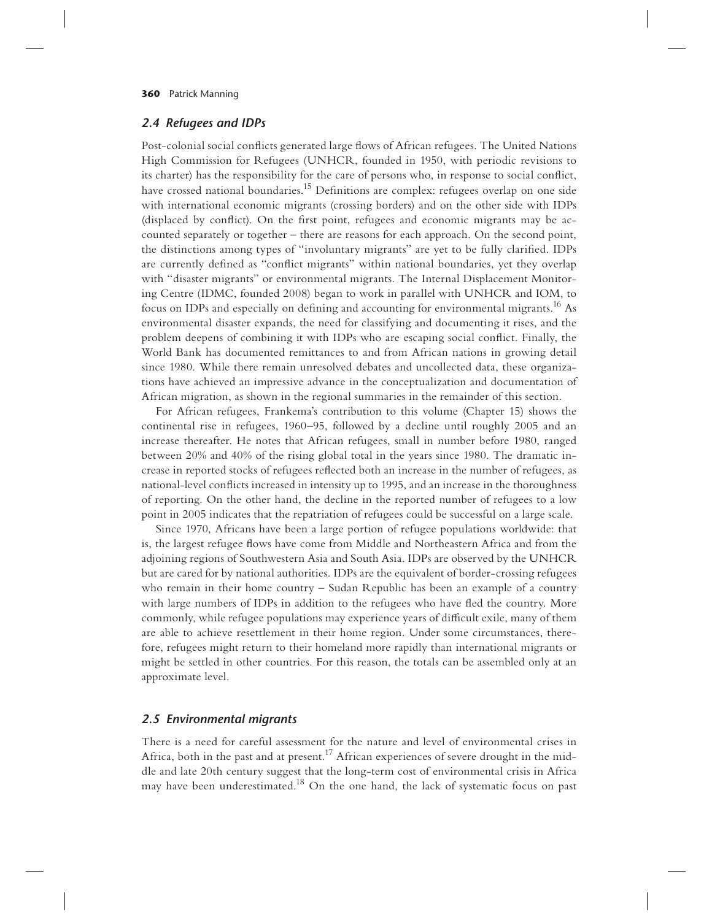### *2.4 Refugees and IDPs*

Post-colonial social conflicts generated large flows of African refugees. The United Nations High Commission for Refugees (UNHCR, founded in 1950, with periodic revisions to its charter) has the responsibility for the care of persons who, in response to social conflict, have crossed national boundaries.[15] Definitions are complex: refugees overlap on one side with international economic migrants (crossing borders) and on the other side with IDPs (displaced by conflict). On the first point, refugees and economic migrants may be accounted separately or together – there are reasons for each approach. On the second point, the distinctions among types of "involuntary migrants" are yet to be fully clarified. IDPs are currently defined as "conflict migrants" within national boundaries, yet they overlap with "disaster migrants" or environmental migrants. The Internal Displacement Monitoring Centre (IDMC, founded 2008) began to work in parallel with UNHCR and IOM, to focus on IDPs and especially on defining and accounting for environmental migrants.[16] As environmental disaster expands, the need for classifying and documenting it rises, and the problem deepens of combining it with IDPs who are escaping social conflict. Finally, the World Bank has documented remittances to and from African nations in growing detail since 1980. While there remain unresolved debates and uncollected data, these organizations have achieved an impressive advance in the conceptualization and documentation of African migration, as shown in the regional summaries in the remainder of this section.

For African refugees, Frankema's contribution to this volume (Chapter 15) shows the continental rise in refugees, 1960–95, followed by a decline until roughly 2005 and an increase thereafter. He notes that African refugees, small in number before 1980, ranged between 20% and 40% of the rising global total in the years since 1980. The dramatic increase in reported stocks of refugees reflected both an increase in the number of refugees, as national-level conflicts increased in intensity up to 1995, and an increase in the thoroughness of reporting. On the other hand, the decline in the reported number of refugees to a low point in 2005 indicates that the repatriation of refugees could be successful on a large scale.

Since 1970, Africans have been a large portion of refugee populations worldwide: that is, the largest refugee flows have come from Middle and Northeastern Africa and from the adjoining regions of Southwestern Asia and South Asia. IDPs are observed by the UNHCR but are cared for by national authorities. IDPs are the equivalent of border-crossing refugees who remain in their home country – Sudan Republic has been an example of a country with large numbers of IDPs in addition to the refugees who have fled the country. More commonly, while refugee populations may experience years of difficult exile, many of them are able to achieve resettlement in their home region. Under some circumstances, therefore, refugees might return to their homeland more rapidly than international migrants or might be settled in other countries. For this reason, the totals can be assembled only at an approximate level.

### *2.5 Environmental migrants*

There is a need for careful assessment for the nature and level of environmental crises in Africa, both in the past and at present.[17] African experiences of severe drought in the middle and late 20th century suggest that the long-term cost of environmental crisis in Africa may have been underestimated.[18] On the one hand, the lack of systematic focus on past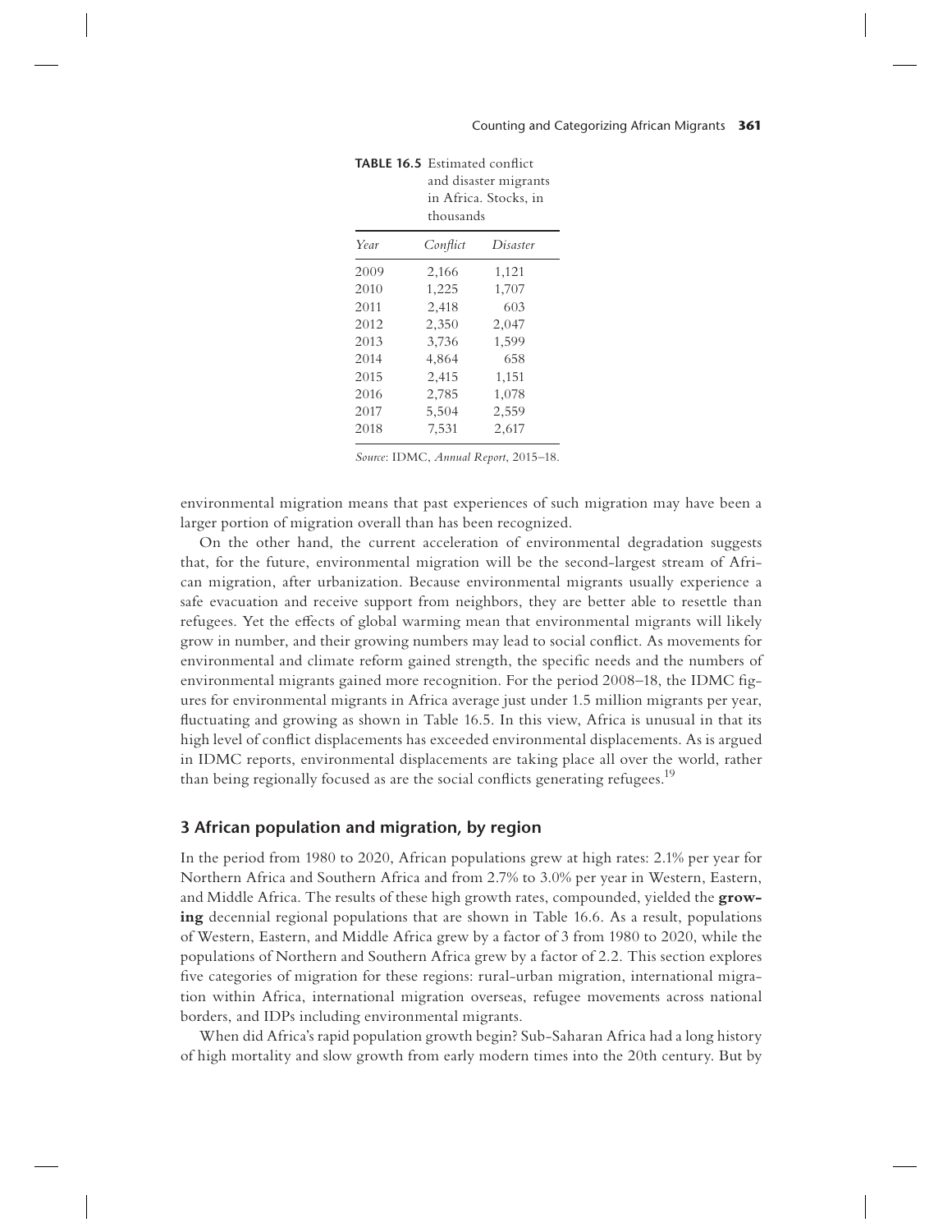**TABLE 16.5** Estimated conflict and disaster migrants in Africa. Stocks, in thousands

| *Year* | *Conflict* | *Disaster* |
|---|---|---|
| 2009 | 2,166 | 1,121 |
| 2010 | 1,225 | 1,707 |
| 2011 | 2,418 | 603 |
| 2012 | 2,350 | 2,047 |
| 2013 | 3,736 | 1,599 |
| 2014 | 4,864 | 658 |
| 2015 | 2,415 | 1,151 |
| 2016 | 2,785 | 1,078 |
| 2017 | 5,504 | 2,559 |
| 2018 | 7,531 | 2,617 |

*Source*: IDMC, *Annual Report*, 2015–18.

environmental migration means that past experiences of such migration may have been a larger portion of migration overall than has been recognized.

On the other hand, the current acceleration of environmental degradation suggests that, for the future, environmental migration will be the second-largest stream of African migration, after urbanization. Because environmental migrants usually experience a safe evacuation and receive support from neighbors, they are better able to resettle than refugees. Yet the effects of global warming mean that environmental migrants will likely grow in number, and their growing numbers may lead to social conflict. As movements for environmental and climate reform gained strength, the specific needs and the numbers of environmental migrants gained more recognition. For the period 2008–18, the IDMC figures for environmental migrants in Africa average just under 1.5 million migrants per year, fluctuating and growing as shown in Table 16.5. In this view, Africa is unusual in that its high level of conflict displacements has exceeded environmental displacements. As is argued in IDMC reports, environmental displacements are taking place all over the world, rather than being regionally focused as are the social conflicts generating refugees.[19]

## 3 African population and migration, by region

In the period from 1980 to 2020, African populations grew at high rates: 2.1% per year for Northern Africa and Southern Africa and from 2.7% to 3.0% per year in Western, Eastern, and Middle Africa. The results of these high growth rates, compounded, yielded the **growing** decennial regional populations that are shown in Table 16.6. As a result, populations of Western, Eastern, and Middle Africa grew by a factor of 3 from 1980 to 2020, while the populations of Northern and Southern Africa grew by a factor of 2.2. This section explores five categories of migration for these regions: rural-urban migration, international migration within Africa, international migration overseas, refugee movements across national borders, and IDPs including environmental migrants.

When did Africa's rapid population growth begin? Sub-Saharan Africa had a long history of high mortality and slow growth from early modern times into the 20th century. But by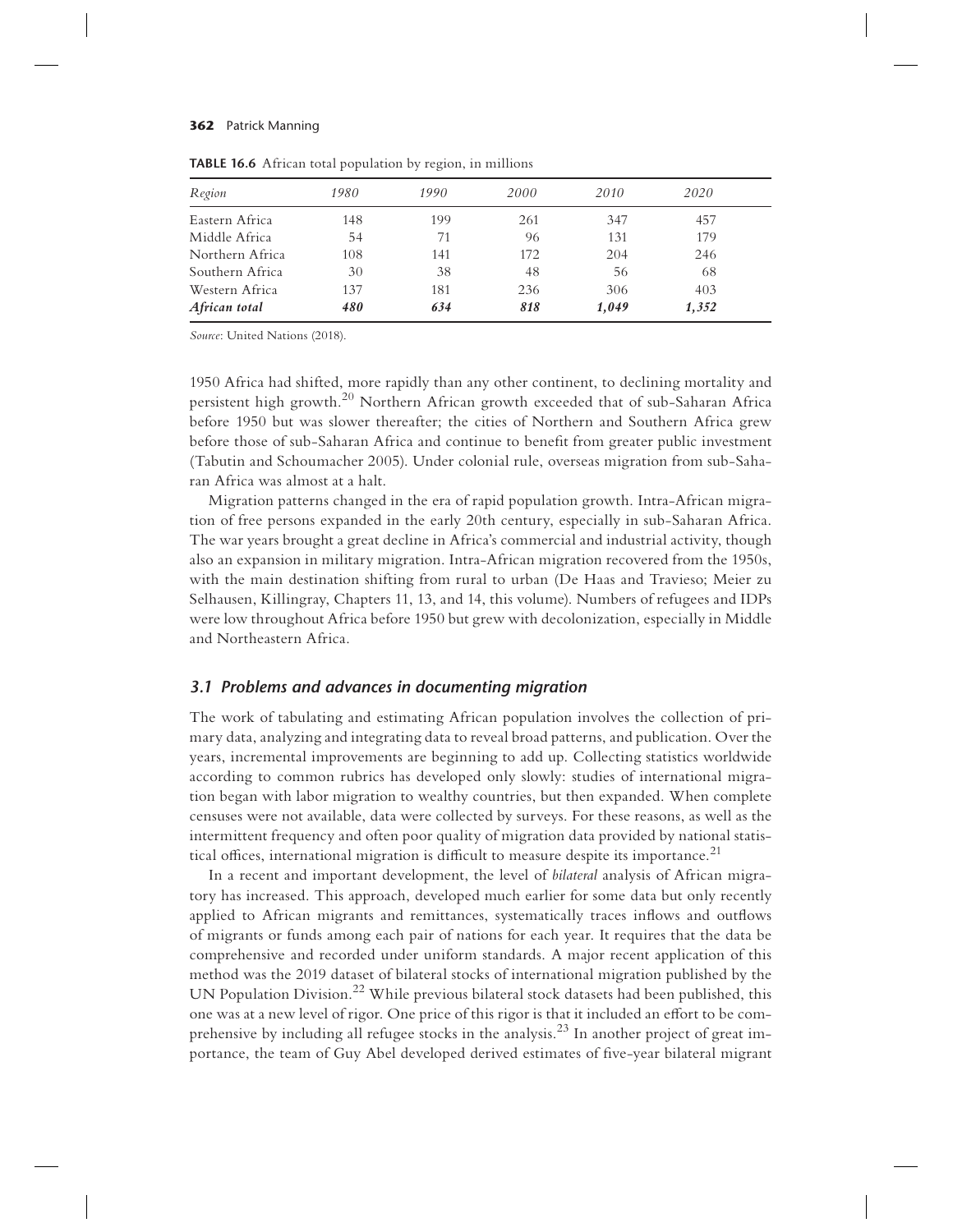**TABLE 16.6** African total population by region, in millions

| *Region* | *1980* | *1990* | *2000* | *2010* | *2020* |
| --- | --- | --- | --- | --- | --- |
| Eastern Africa | 148 | 199 | 261 | 347 | 457 |
| Middle Africa | 54 | 71 | 96 | 131 | 179 |
| Northern Africa | 108 | 141 | 172 | 204 | 246 |
| Southern Africa | 30 | 38 | 48 | 56 | 68 |
| Western Africa | 137 | 181 | 236 | 306 | 403 |
| ***African total*** | ***480*** | ***634*** | ***818*** | ***1,049*** | ***1,352*** |

*Source*: United Nations (2018).

1950 Africa had shifted, more rapidly than any other continent, to declining mortality and persistent high growth.[20] Northern African growth exceeded that of sub-Saharan Africa before 1950 but was slower thereafter; the cities of Northern and Southern Africa grew before those of sub-Saharan Africa and continue to benefit from greater public investment (Tabutin and Schoumacher 2005). Under colonial rule, overseas migration from sub-Saharan Africa was almost at a halt.

Migration patterns changed in the era of rapid population growth. Intra-African migration of free persons expanded in the early 20th century, especially in sub-Saharan Africa. The war years brought a great decline in Africa's commercial and industrial activity, though also an expansion in military migration. Intra-African migration recovered from the 1950s, with the main destination shifting from rural to urban (De Haas and Travieso; Meier zu Selhausen, Killingray, Chapters 11, 13, and 14, this volume). Numbers of refugees and IDPs were low throughout Africa before 1950 but grew with decolonization, especially in Middle and Northeastern Africa.

### *3.1 Problems and advances in documenting migration*

The work of tabulating and estimating African population involves the collection of primary data, analyzing and integrating data to reveal broad patterns, and publication. Over the years, incremental improvements are beginning to add up. Collecting statistics worldwide according to common rubrics has developed only slowly: studies of international migration began with labor migration to wealthy countries, but then expanded. When complete censuses were not available, data were collected by surveys. For these reasons, as well as the intermittent frequency and often poor quality of migration data provided by national statistical offices, international migration is difficult to measure despite its importance.[21]

In a recent and important development, the level of *bilateral* analysis of African migratory has increased. This approach, developed much earlier for some data but only recently applied to African migrants and remittances, systematically traces inflows and outflows of migrants or funds among each pair of nations for each year. It requires that the data be comprehensive and recorded under uniform standards. A major recent application of this method was the 2019 dataset of bilateral stocks of international migration published by the UN Population Division.[22] While previous bilateral stock datasets had been published, this one was at a new level of rigor. One price of this rigor is that it included an effort to be comprehensive by including all refugee stocks in the analysis.[23] In another project of great importance, the team of Guy Abel developed derived estimates of five-year bilateral migrant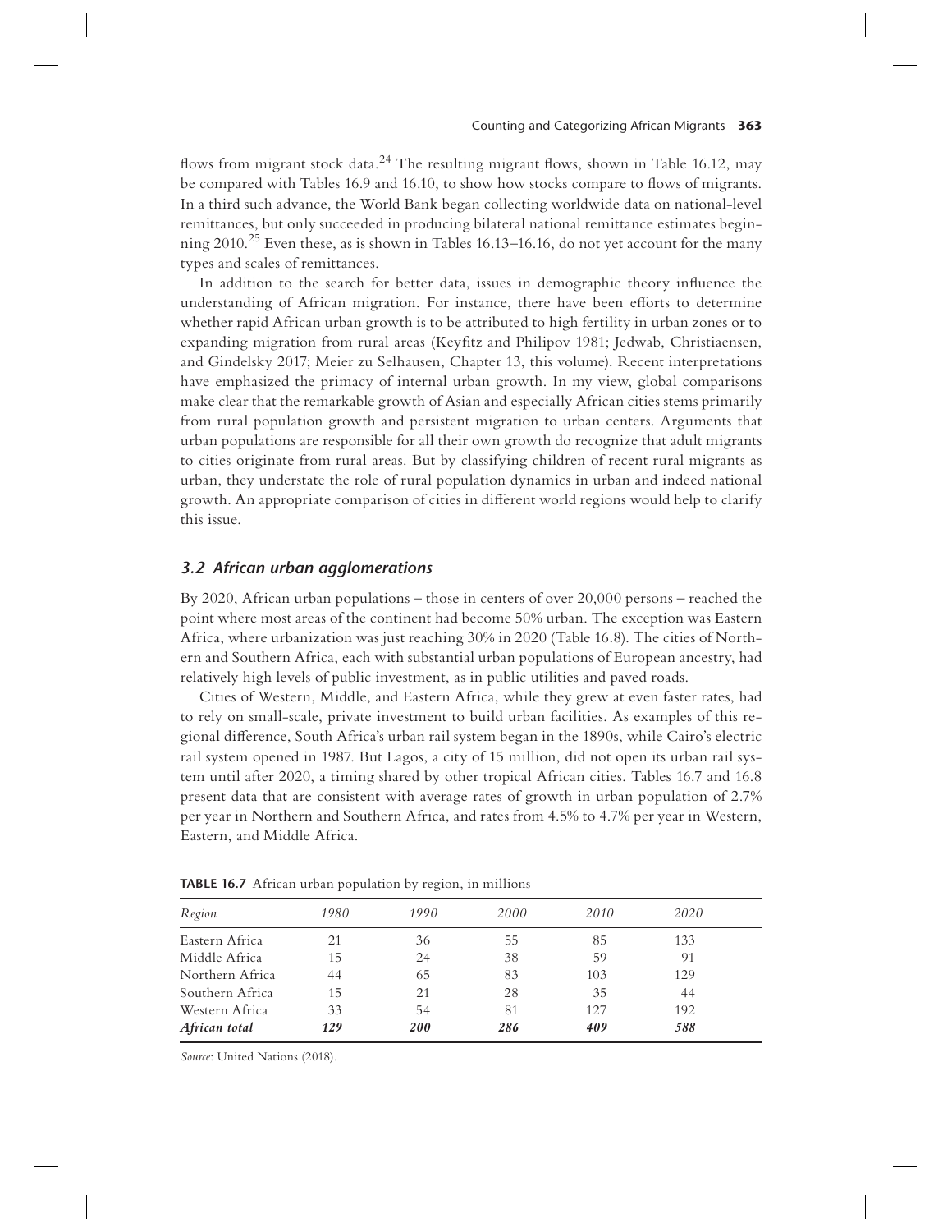flows from migrant stock data.[24] The resulting migrant flows, shown in Table 16.12, may be compared with Tables 16.9 and 16.10, to show how stocks compare to flows of migrants. In a third such advance, the World Bank began collecting worldwide data on national-level remittances, but only succeeded in producing bilateral national remittance estimates beginning 2010.[25] Even these, as is shown in Tables 16.13–16.16, do not yet account for the many types and scales of remittances.

In addition to the search for better data, issues in demographic theory influence the understanding of African migration. For instance, there have been efforts to determine whether rapid African urban growth is to be attributed to high fertility in urban zones or to expanding migration from rural areas (Keyfitz and Philipov 1981; Jedwab, Christiaensen, and Gindelsky 2017; Meier zu Selhausen, Chapter 13, this volume). Recent interpretations have emphasized the primacy of internal urban growth. In my view, global comparisons make clear that the remarkable growth of Asian and especially African cities stems primarily from rural population growth and persistent migration to urban centers. Arguments that urban populations are responsible for all their own growth do recognize that adult migrants to cities originate from rural areas. But by classifying children of recent rural migrants as urban, they understate the role of rural population dynamics in urban and indeed national growth. An appropriate comparison of cities in different world regions would help to clarify this issue.

### *3.2 African urban agglomerations*

By 2020, African urban populations – those in centers of over 20,000 persons – reached the point where most areas of the continent had become 50% urban. The exception was Eastern Africa, where urbanization was just reaching 30% in 2020 (Table 16.8). The cities of Northern and Southern Africa, each with substantial urban populations of European ancestry, had relatively high levels of public investment, as in public utilities and paved roads.

Cities of Western, Middle, and Eastern Africa, while they grew at even faster rates, had to rely on small-scale, private investment to build urban facilities. As examples of this regional difference, South Africa's urban rail system began in the 1890s, while Cairo's electric rail system opened in 1987. But Lagos, a city of 15 million, did not open its urban rail system until after 2020, a timing shared by other tropical African cities. Tables 16.7 and 16.8 present data that are consistent with average rates of growth in urban population of 2.7% per year in Northern and Southern Africa, and rates from 4.5% to 4.7% per year in Western, Eastern, and Middle Africa.

**TABLE 16.7** African urban population by region, in millions

| *Region* | *1980* | *1990* | *2000* | *2010* | *2020* |
|---|---|---|---|---|---|
| Eastern Africa | 21 | 36 | 55 | 85 | 133 |
| Middle Africa | 15 | 24 | 38 | 59 | 91 |
| Northern Africa | 44 | 65 | 83 | 103 | 129 |
| Southern Africa | 15 | 21 | 28 | 35 | 44 |
| Western Africa | 33 | 54 | 81 | 127 | 192 |
| ***African total*** | ***129*** | ***200*** | ***286*** | ***409*** | ***588*** |

*Source*: United Nations (2018).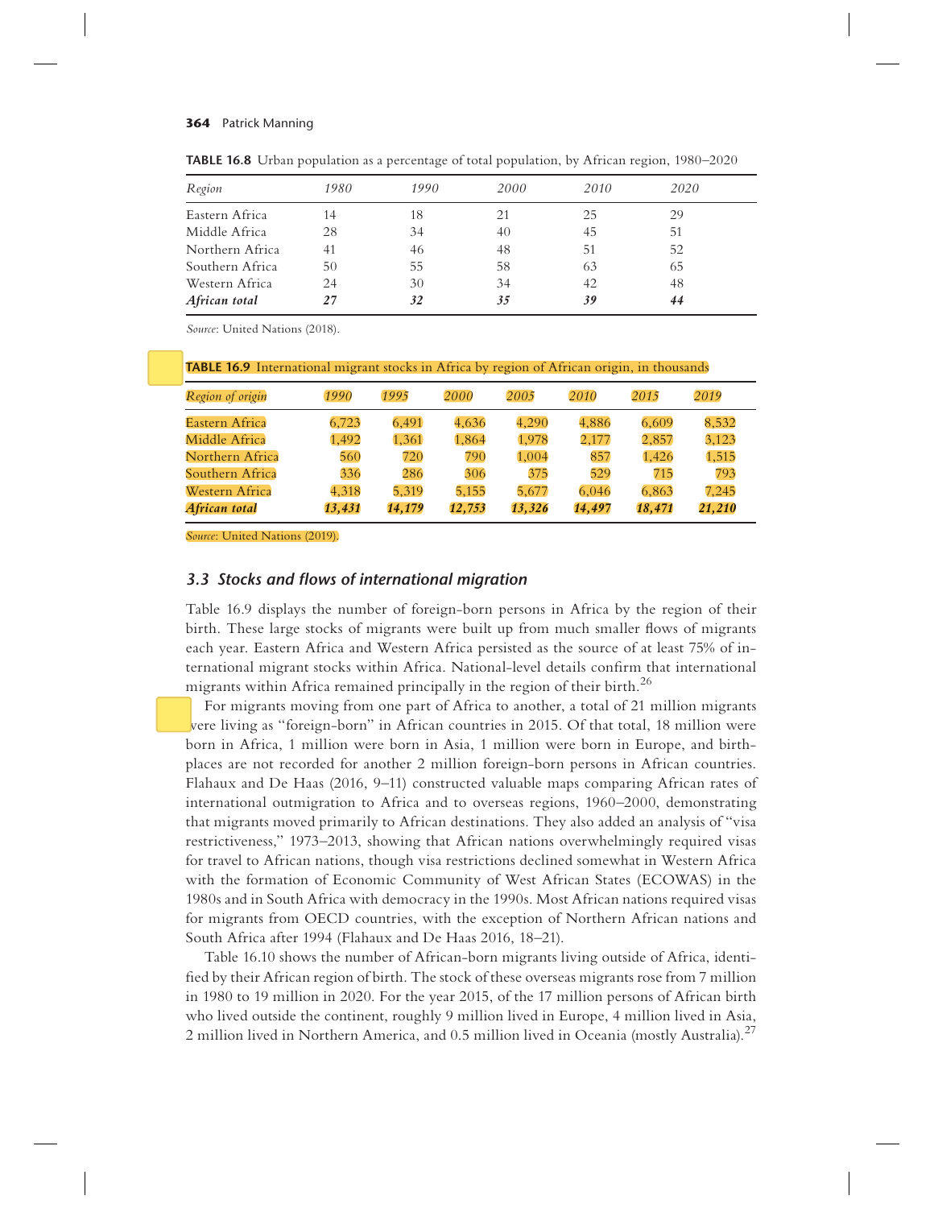**TABLE 16.8** Urban population as a percentage of total population, by African region, 1980–2020

| *Region* | *1980* | *1990* | *2000* | *2010* | *2020* |
|---|---|---|---|---|---|
| Eastern Africa | 14 | 18 | 21 | 25 | 29 |
| Middle Africa | 28 | 34 | 40 | 45 | 51 |
| Northern Africa | 41 | 46 | 48 | 51 | 52 |
| Southern Africa | 50 | 55 | 58 | 63 | 65 |
| Western Africa | 24 | 30 | 34 | 42 | 48 |
| ***African total*** | ***27*** | ***32*** | ***35*** | ***39*** | ***44*** |

*Source*: United Nations (2018).

**TABLE 16.9** International migrant stocks in Africa by region of African origin, in thousands

| *Region of origin* | *1990* | *1995* | *2000* | *2005* | *2010* | *2015* | *2019* |
|---|---|---|---|---|---|---|---|
| Eastern Africa | 6,723 | 6,491 | 4,636 | 4,290 | 4,886 | 6,609 | 8,532 |
| Middle Africa | 1,492 | 1,361 | 1,864 | 1,978 | 2,177 | 2,857 | 3,123 |
| Northern Africa | 560 | 720 | 790 | 1,004 | 857 | 1,426 | 1,515 |
| Southern Africa | 336 | 286 | 306 | 375 | 529 | 715 | 793 |
| Western Africa | 4,318 | 5,319 | 5,155 | 5,677 | 6,046 | 6,863 | 7,245 |
| ***African total*** | ***13,431*** | ***14,179*** | ***12,753*** | ***13,326*** | ***14,497*** | ***18,471*** | ***21,210*** |

*Source*: United Nations (2019).

### *3.3 Stocks and flows of international migration*

Table 16.9 displays the number of foreign-born persons in Africa by the region of their birth. These large stocks of migrants were built up from much smaller flows of migrants each year. Eastern Africa and Western Africa persisted as the source of at least 75% of international migrant stocks within Africa. National-level details confirm that international migrants within Africa remained principally in the region of their birth.[26]

For migrants moving from one part of Africa to another, a total of 21 million migrants were living as "foreign-born" in African countries in 2015. Of that total, 18 million were born in Africa, 1 million were born in Asia, 1 million were born in Europe, and birthplaces are not recorded for another 2 million foreign-born persons in African countries. Flahaux and De Haas (2016, 9–11) constructed valuable maps comparing African rates of international outmigration to Africa and to overseas regions, 1960–2000, demonstrating that migrants moved primarily to African destinations. They also added an analysis of "visa restrictiveness," 1973–2013, showing that African nations overwhelmingly required visas for travel to African nations, though visa restrictions declined somewhat in Western Africa with the formation of Economic Community of West African States (ECOWAS) in the 1980s and in South Africa with democracy in the 1990s. Most African nations required visas for migrants from OECD countries, with the exception of Northern African nations and South Africa after 1994 (Flahaux and De Haas 2016, 18–21).

Table 16.10 shows the number of African-born migrants living outside of Africa, identified by their African region of birth. The stock of these overseas migrants rose from 7 million in 1980 to 19 million in 2020. For the year 2015, of the 17 million persons of African birth who lived outside the continent, roughly 9 million lived in Europe, 4 million lived in Asia, 2 million lived in Northern America, and 0.5 million lived in Oceania (mostly Australia).[27]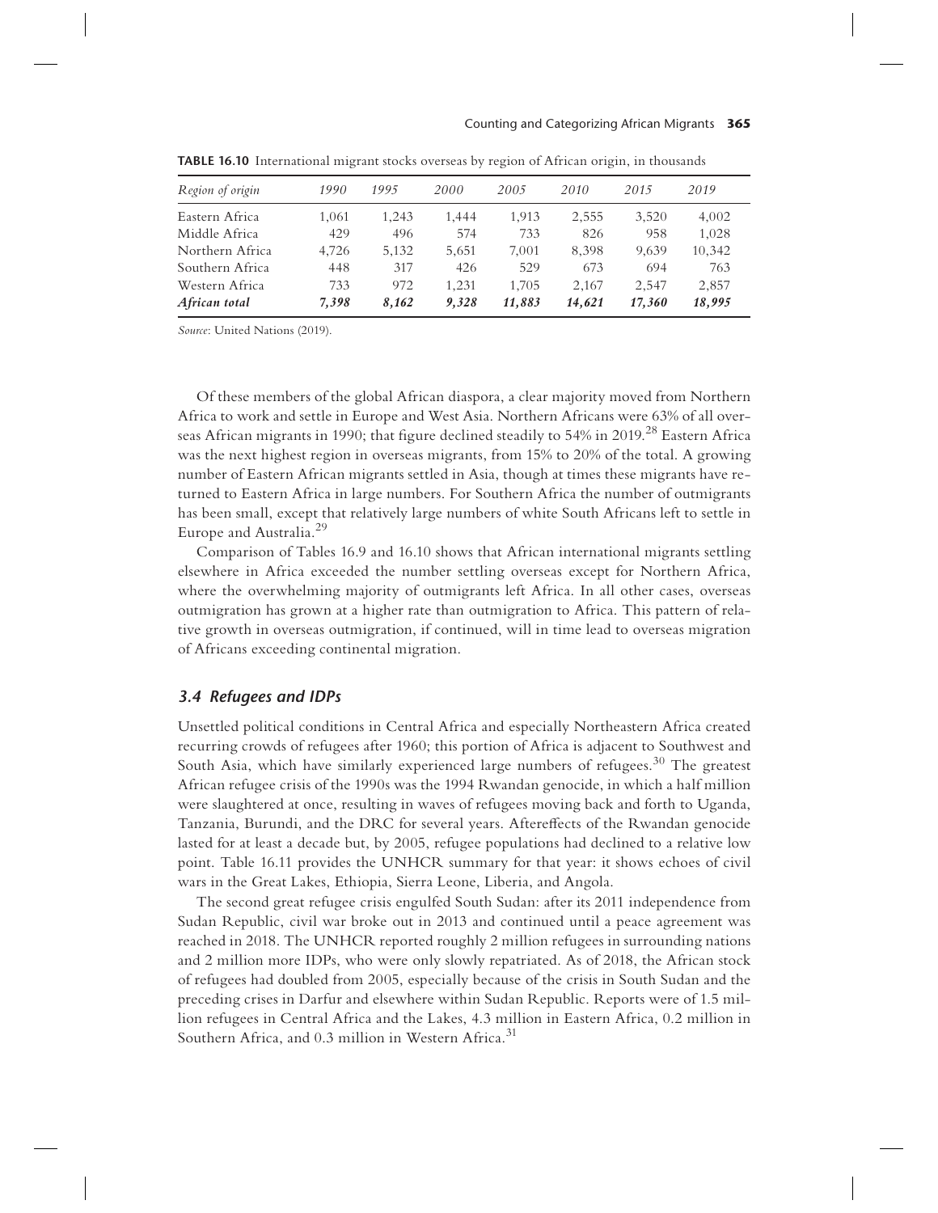**TABLE 16.10** International migrant stocks overseas by region of African origin, in thousands

| *Region of origin* | *1990* | *1995* | *2000* | *2005* | *2010* | *2015* | *2019* |
|---|---|---|---|---|---|---|---|
| Eastern Africa | 1,061 | 1,243 | 1,444 | 1,913 | 2,555 | 3,520 | 4,002 |
| Middle Africa | 429 | 496 | 574 | 733 | 826 | 958 | 1,028 |
| Northern Africa | 4,726 | 5,132 | 5,651 | 7,001 | 8,398 | 9,639 | 10,342 |
| Southern Africa | 448 | 317 | 426 | 529 | 673 | 694 | 763 |
| Western Africa | 733 | 972 | 1,231 | 1,705 | 2,167 | 2,547 | 2,857 |
| ***African total*** | ***7,398*** | ***8,162*** | ***9,328*** | ***11,883*** | ***14,621*** | ***17,360*** | ***18,995*** |

*Source*: United Nations (2019).

Of these members of the global African diaspora, a clear majority moved from Northern Africa to work and settle in Europe and West Asia. Northern Africans were 63% of all overseas African migrants in 1990; that figure declined steadily to 54% in 2019.[28] Eastern Africa was the next highest region in overseas migrants, from 15% to 20% of the total. A growing number of Eastern African migrants settled in Asia, though at times these migrants have returned to Eastern Africa in large numbers. For Southern Africa the number of outmigrants has been small, except that relatively large numbers of white South Africans left to settle in Europe and Australia.[29]

Comparison of Tables 16.9 and 16.10 shows that African international migrants settling elsewhere in Africa exceeded the number settling overseas except for Northern Africa, where the overwhelming majority of outmigrants left Africa. In all other cases, overseas outmigration has grown at a higher rate than outmigration to Africa. This pattern of relative growth in overseas outmigration, if continued, will in time lead to overseas migration of Africans exceeding continental migration.

### *3.4 Refugees and IDPs*

Unsettled political conditions in Central Africa and especially Northeastern Africa created recurring crowds of refugees after 1960; this portion of Africa is adjacent to Southwest and South Asia, which have similarly experienced large numbers of refugees.[30] The greatest African refugee crisis of the 1990s was the 1994 Rwandan genocide, in which a half million were slaughtered at once, resulting in waves of refugees moving back and forth to Uganda, Tanzania, Burundi, and the DRC for several years. Aftereffects of the Rwandan genocide lasted for at least a decade but, by 2005, refugee populations had declined to a relative low point. Table 16.11 provides the UNHCR summary for that year: it shows echoes of civil wars in the Great Lakes, Ethiopia, Sierra Leone, Liberia, and Angola.

The second great refugee crisis engulfed South Sudan: after its 2011 independence from Sudan Republic, civil war broke out in 2013 and continued until a peace agreement was reached in 2018. The UNHCR reported roughly 2 million refugees in surrounding nations and 2 million more IDPs, who were only slowly repatriated. As of 2018, the African stock of refugees had doubled from 2005, especially because of the crisis in South Sudan and the preceding crises in Darfur and elsewhere within Sudan Republic. Reports were of 1.5 million refugees in Central Africa and the Lakes, 4.3 million in Eastern Africa, 0.2 million in Southern Africa, and 0.3 million in Western Africa.[31]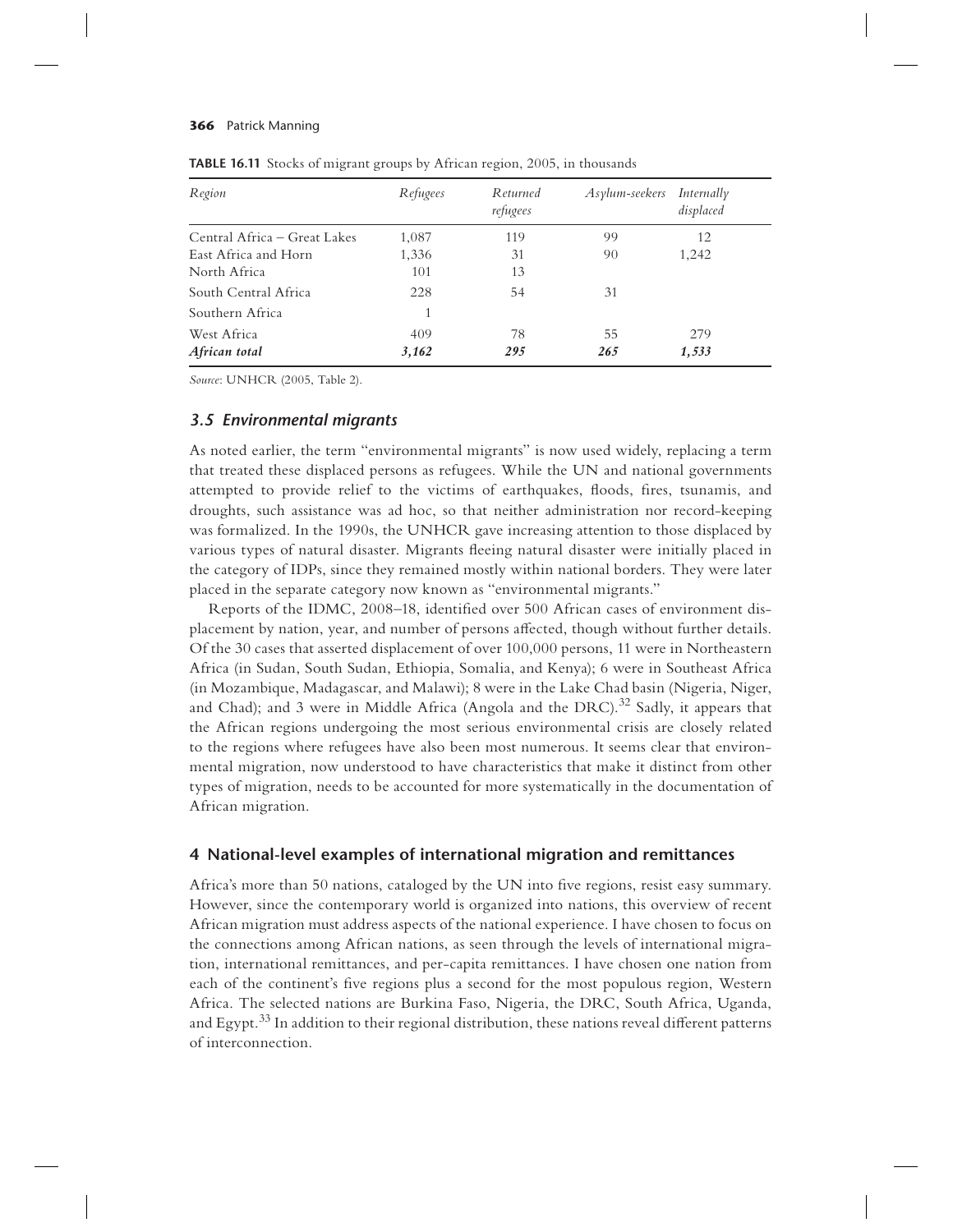**TABLE 16.11** Stocks of migrant groups by African region, 2005, in thousands

| *Region* | *Refugees* | *Returned refugees* | *Asylum-seekers* | *Internally displaced* |
|---|---|---|---|---|
| Central Africa – Great Lakes | 1,087 | 119 | 99 | 12 |
| East Africa and Horn | 1,336 | 31 | 90 | 1,242 |
| North Africa | 101 | 13 | | |
| South Central Africa | 228 | 54 | 31 | |
| Southern Africa | 1 | | | |
| West Africa | 409 | 78 | 55 | 279 |
| ***African total*** | ***3,162*** | ***295*** | ***265*** | ***1,533*** |

*Source*: UNHCR (2005, Table 2).

### *3.5 Environmental migrants*

As noted earlier, the term "environmental migrants" is now used widely, replacing a term that treated these displaced persons as refugees. While the UN and national governments attempted to provide relief to the victims of earthquakes, floods, fires, tsunamis, and droughts, such assistance was ad hoc, so that neither administration nor record-keeping was formalized. In the 1990s, the UNHCR gave increasing attention to those displaced by various types of natural disaster. Migrants fleeing natural disaster were initially placed in the category of IDPs, since they remained mostly within national borders. They were later placed in the separate category now known as "environmental migrants."

Reports of the IDMC, 2008–18, identified over 500 African cases of environment displacement by nation, year, and number of persons affected, though without further details. Of the 30 cases that asserted displacement of over 100,000 persons, 11 were in Northeastern Africa (in Sudan, South Sudan, Ethiopia, Somalia, and Kenya); 6 were in Southeast Africa (in Mozambique, Madagascar, and Malawi); 8 were in the Lake Chad basin (Nigeria, Niger, and Chad); and 3 were in Middle Africa (Angola and the DRC).[32] Sadly, it appears that the African regions undergoing the most serious environmental crisis are closely related to the regions where refugees have also been most numerous. It seems clear that environmental migration, now understood to have characteristics that make it distinct from other types of migration, needs to be accounted for more systematically in the documentation of African migration.

## 4 National-level examples of international migration and remittances

Africa's more than 50 nations, cataloged by the UN into five regions, resist easy summary. However, since the contemporary world is organized into nations, this overview of recent African migration must address aspects of the national experience. I have chosen to focus on the connections among African nations, as seen through the levels of international migration, international remittances, and per-capita remittances. I have chosen one nation from each of the continent's five regions plus a second for the most populous region, Western Africa. The selected nations are Burkina Faso, Nigeria, the DRC, South Africa, Uganda, and Egypt.[33] In addition to their regional distribution, these nations reveal different patterns of interconnection.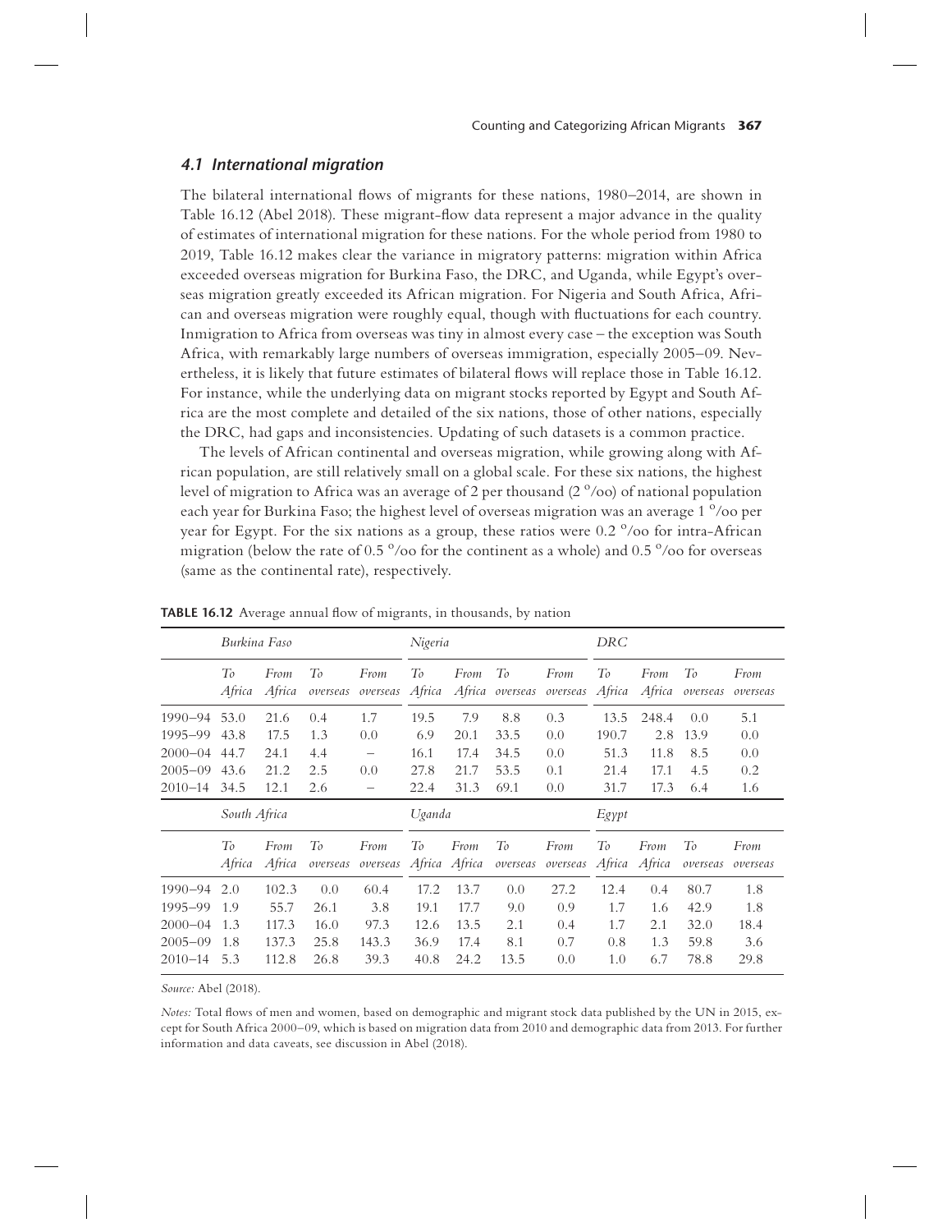### *4.1 International migration*

The bilateral international flows of migrants for these nations, 1980–2014, are shown in Table 16.12 (Abel 2018). These migrant-flow data represent a major advance in the quality of estimates of international migration for these nations. For the whole period from 1980 to 2019, Table 16.12 makes clear the variance in migratory patterns: migration within Africa exceeded overseas migration for Burkina Faso, the DRC, and Uganda, while Egypt's overseas migration greatly exceeded its African migration. For Nigeria and South Africa, African and overseas migration were roughly equal, though with fluctuations for each country. Inmigration to Africa from overseas was tiny in almost every case – the exception was South Africa, with remarkably large numbers of overseas immigration, especially 2005–09. Nevertheless, it is likely that future estimates of bilateral flows will replace those in Table 16.12. For instance, while the underlying data on migrant stocks reported by Egypt and South Africa are the most complete and detailed of the six nations, those of other nations, especially the DRC, had gaps and inconsistencies. Updating of such datasets is a common practice.

The levels of African continental and overseas migration, while growing along with African population, are still relatively small on a global scale. For these six nations, the highest level of migration to Africa was an average of 2 per thousand (2 ‰) of national population each year for Burkina Faso; the highest level of overseas migration was an average 1 ‰ per year for Egypt. For the six nations as a group, these ratios were 0.2 ‰ for intra-African migration (below the rate of 0.5 ‰ for the continent as a whole) and 0.5 ‰ for overseas (same as the continental rate), respectively.

**TABLE 16.12** Average annual flow of migrants, in thousands, by nation

| | *Burkina Faso* | | | | *Nigeria* | | | | *DRC* | | | |
|---|---|---|---|---|---|---|---|---|---|---|---|---|
| | *To Africa* | *From Africa* | *To overseas* | *From overseas* | *To Africa* | *From Africa* | *To overseas* | *From overseas* | *To Africa* | *From Africa* | *To overseas* | *From overseas* |
| 1990–94 | 53.0 | 21.6 | 0.4 | 1.7 | 19.5 | 7.9 | 8.8 | 0.3 | 13.5 | 248.4 | 0.0 | 5.1 |
| 1995–99 | 43.8 | 17.5 | 1.3 | 0.0 | 6.9 | 20.1 | 33.5 | 0.0 | 190.7 | 2.8 | 13.9 | 0.0 |
| 2000–04 | 44.7 | 24.1 | 4.4 | – | 16.1 | 17.4 | 34.5 | 0.0 | 51.3 | 11.8 | 8.5 | 0.0 |
| 2005–09 | 43.6 | 21.2 | 2.5 | 0.0 | 27.8 | 21.7 | 53.5 | 0.1 | 21.4 | 17.1 | 4.5 | 0.2 |
| 2010–14 | 34.5 | 12.1 | 2.6 | – | 22.4 | 31.3 | 69.1 | 0.0 | 31.7 | 17.3 | 6.4 | 1.6 |
| | *South Africa* | | | | *Uganda* | | | | *Egypt* | | | |
| | *To Africa* | *From Africa* | *To overseas* | *From overseas* | *To Africa* | *From Africa* | *To overseas* | *From overseas* | *To Africa* | *From Africa* | *To overseas* | *From overseas* |
| 1990–94 | 2.0 | 102.3 | 0.0 | 60.4 | 17.2 | 13.7 | 0.0 | 27.2 | 12.4 | 0.4 | 80.7 | 1.8 |
| 1995–99 | 1.9 | 55.7 | 26.1 | 3.8 | 19.1 | 17.7 | 9.0 | 0.9 | 1.7 | 1.6 | 42.9 | 1.8 |
| 2000–04 | 1.3 | 117.3 | 16.0 | 97.3 | 12.6 | 13.5 | 2.1 | 0.4 | 1.7 | 2.1 | 32.0 | 18.4 |
| 2005–09 | 1.8 | 137.3 | 25.8 | 143.3 | 36.9 | 17.4 | 8.1 | 0.7 | 0.8 | 1.3 | 59.8 | 3.6 |
| 2010–14 | 5.3 | 112.8 | 26.8 | 39.3 | 40.8 | 24.2 | 13.5 | 0.0 | 1.0 | 6.7 | 78.8 | 29.8 |

*Source:* Abel (2018).

*Notes:* Total flows of men and women, based on demographic and migrant stock data published by the UN in 2015, except for South Africa 2000–09, which is based on migration data from 2010 and demographic data from 2013. For further information and data caveats, see discussion in Abel (2018).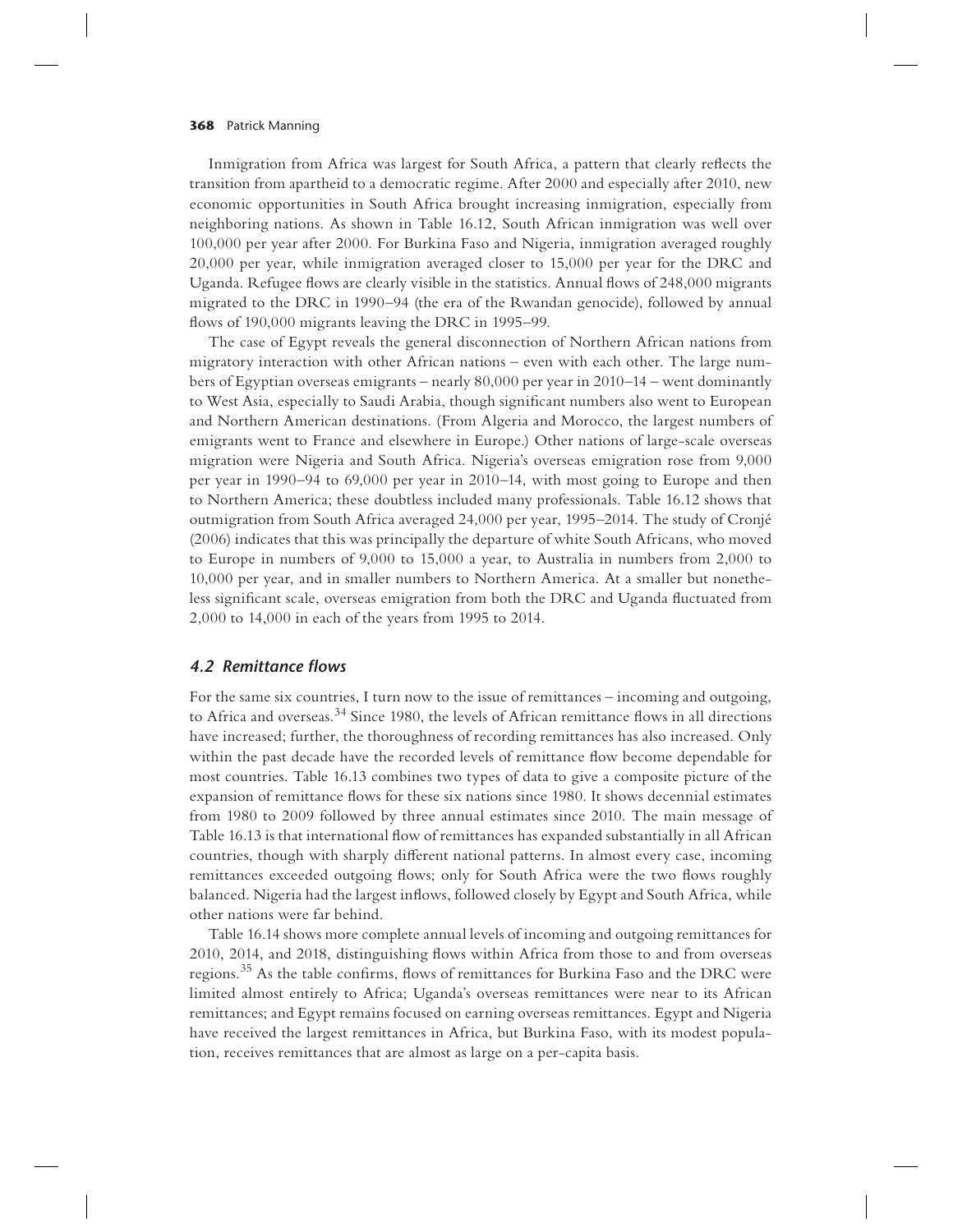Inmigration from Africa was largest for South Africa, a pattern that clearly reflects the transition from apartheid to a democratic regime. After 2000 and especially after 2010, new economic opportunities in South Africa brought increasing inmigration, especially from neighboring nations. As shown in Table 16.12, South African inmigration was well over 100,000 per year after 2000. For Burkina Faso and Nigeria, inmigration averaged roughly 20,000 per year, while inmigration averaged closer to 15,000 per year for the DRC and Uganda. Refugee flows are clearly visible in the statistics. Annual flows of 248,000 migrants migrated to the DRC in 1990–94 (the era of the Rwandan genocide), followed by annual flows of 190,000 migrants leaving the DRC in 1995–99.

The case of Egypt reveals the general disconnection of Northern African nations from migratory interaction with other African nations – even with each other. The large numbers of Egyptian overseas emigrants – nearly 80,000 per year in 2010–14 – went dominantly to West Asia, especially to Saudi Arabia, though significant numbers also went to European and Northern American destinations. (From Algeria and Morocco, the largest numbers of emigrants went to France and elsewhere in Europe.) Other nations of large-scale overseas migration were Nigeria and South Africa. Nigeria's overseas emigration rose from 9,000 per year in 1990–94 to 69,000 per year in 2010–14, with most going to Europe and then to Northern America; these doubtless included many professionals. Table 16.12 shows that outmigration from South Africa averaged 24,000 per year, 1995–2014. The study of Cronjé (2006) indicates that this was principally the departure of white South Africans, who moved to Europe in numbers of 9,000 to 15,000 a year, to Australia in numbers from 2,000 to 10,000 per year, and in smaller numbers to Northern America. At a smaller but nonetheless significant scale, overseas emigration from both the DRC and Uganda fluctuated from 2,000 to 14,000 in each of the years from 1995 to 2014.

### *4.2 Remittance flows*

For the same six countries, I turn now to the issue of remittances – incoming and outgoing, to Africa and overseas.[34] Since 1980, the levels of African remittance flows in all directions have increased; further, the thoroughness of recording remittances has also increased. Only within the past decade have the recorded levels of remittance flow become dependable for most countries. Table 16.13 combines two types of data to give a composite picture of the expansion of remittance flows for these six nations since 1980. It shows decennial estimates from 1980 to 2009 followed by three annual estimates since 2010. The main message of Table 16.13 is that international flow of remittances has expanded substantially in all African countries, though with sharply different national patterns. In almost every case, incoming remittances exceeded outgoing flows; only for South Africa were the two flows roughly balanced. Nigeria had the largest inflows, followed closely by Egypt and South Africa, while other nations were far behind.

Table 16.14 shows more complete annual levels of incoming and outgoing remittances for 2010, 2014, and 2018, distinguishing flows within Africa from those to and from overseas regions.[35] As the table confirms, flows of remittances for Burkina Faso and the DRC were limited almost entirely to Africa; Uganda's overseas remittances were near to its African remittances; and Egypt remains focused on earning overseas remittances. Egypt and Nigeria have received the largest remittances in Africa, but Burkina Faso, with its modest population, receives remittances that are almost as large on a per-capita basis.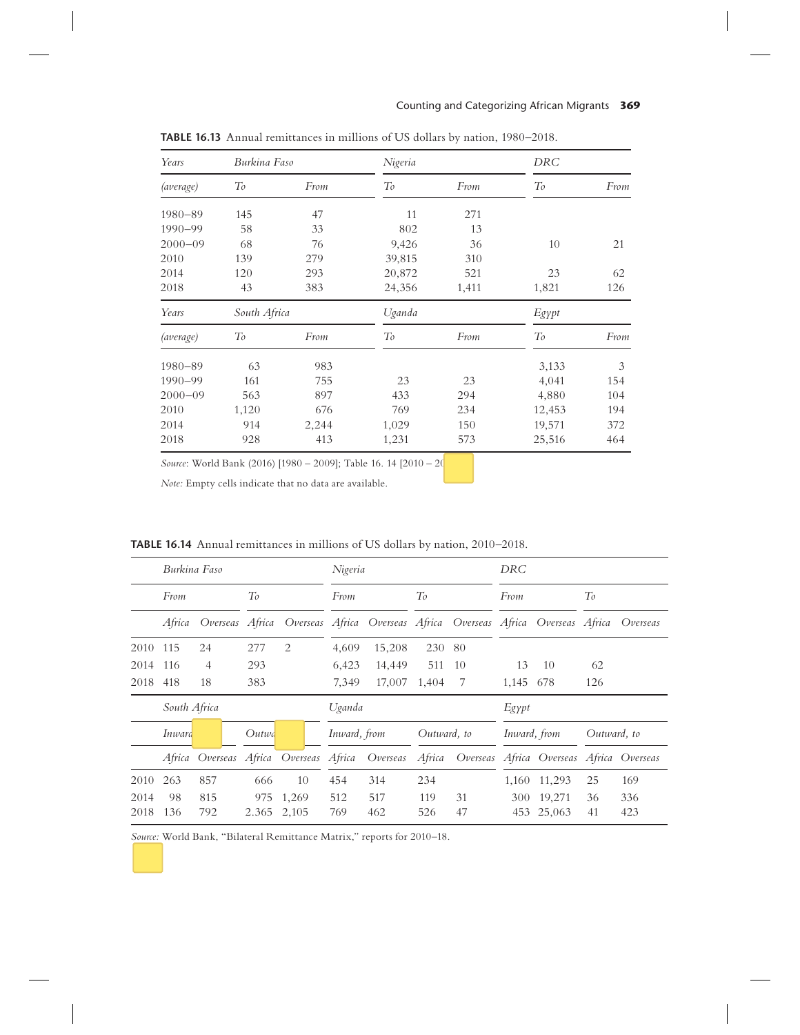**TABLE 16.13** Annual remittances in millions of US dollars by nation, 1980–2018.

| *Years* | *Burkina Faso* | | *Nigeria* | | *DRC* | |
|---|---|---|---|---|---|---|
| *(average)* | *To* | *From* | *To* | *From* | *To* | *From* |
| 1980–89 | 145 | 47 | 11 | 271 | | |
| 1990–99 | 58 | 33 | 802 | 13 | | |
| 2000–09 | 68 | 76 | 9,426 | 36 | 10 | 21 |
| 2010 | 139 | 279 | 39,815 | 310 | | |
| 2014 | 120 | 293 | 20,872 | 521 | 23 | 62 |
| 2018 | 43 | 383 | 24,356 | 1,411 | 1,821 | 126 |
| *Years* | *South Africa* | | *Uganda* | | *Egypt* | |
| *(average)* | *To* | *From* | *To* | *From* | *To* | *From* |
| 1980–89 | 63 | 983 | | | 3,133 | 3 |
| 1990–99 | 161 | 755 | 23 | 23 | 4,041 | 154 |
| 2000–09 | 563 | 897 | 433 | 294 | 4,880 | 104 |
| 2010 | 1,120 | 676 | 769 | 234 | 12,453 | 194 |
| 2014 | 914 | 2,244 | 1,029 | 150 | 19,571 | 372 |
| 2018 | 928 | 413 | 1,231 | 573 | 25,516 | 464 |

*Source*: World Bank (2016) [1980 – 2009]; Table 16. 14 [2010 – 20

*Note:* Empty cells indicate that no data are available.

**TABLE 16.14** Annual remittances in millions of US dollars by nation, 2010–2018.

| | *Burkina Faso* | | | | *Nigeria* | | | | *DRC* | | | |
|---|---|---|---|---|---|---|---|---|---|---|---|---|
| | *From* | | *To* | | *From* | | *To* | | *From* | | *To* | |
| | *Africa* | *Overseas* | *Africa* | *Overseas* | *Africa* | *Overseas* | *Africa* | *Overseas* | *Africa* | *Overseas* | *Africa* | *Overseas* |
| 2010 | 115 | 24 | 277 | 2 | 4,609 | 15,208 | 230 | 80 | | | | |
| 2014 | 116 | 4 | 293 | | 6,423 | 14,449 | 511 | 10 | 13 | 10 | 62 | |
| 2018 | 418 | 18 | 383 | | 7,349 | 17,007 | 1,404 | 7 | 1,145 | 678 | 126 | |
| | *South Africa* | | | | *Uganda* | | | | *Egypt* | | | |
| | *Inward* | | *Outwa* | | *Inward, from* | | *Outward, to* | | *Inward, from* | | *Outward, to* | |
| | *Africa* | *Overseas* | *Africa* | *Overseas* | *Africa* | *Overseas* | *Africa* | *Overseas* | *Africa* | *Overseas* | *Africa* | *Overseas* |
| 2010 | 263 | 857 | 666 | 10 | 454 | 314 | 234 | | 1,160 | 11,293 | 25 | 169 |
| 2014 | 98 | 815 | 975 | 1,269 | 512 | 517 | 119 | 31 | 300 | 19,271 | 36 | 336 |
| 2018 | 136 | 792 | 2.365 | 2,105 | 769 | 462 | 526 | 47 | 453 | 25,063 | 41 | 423 |

*Source:* World Bank, "Bilateral Remittance Matrix," reports for 2010–18.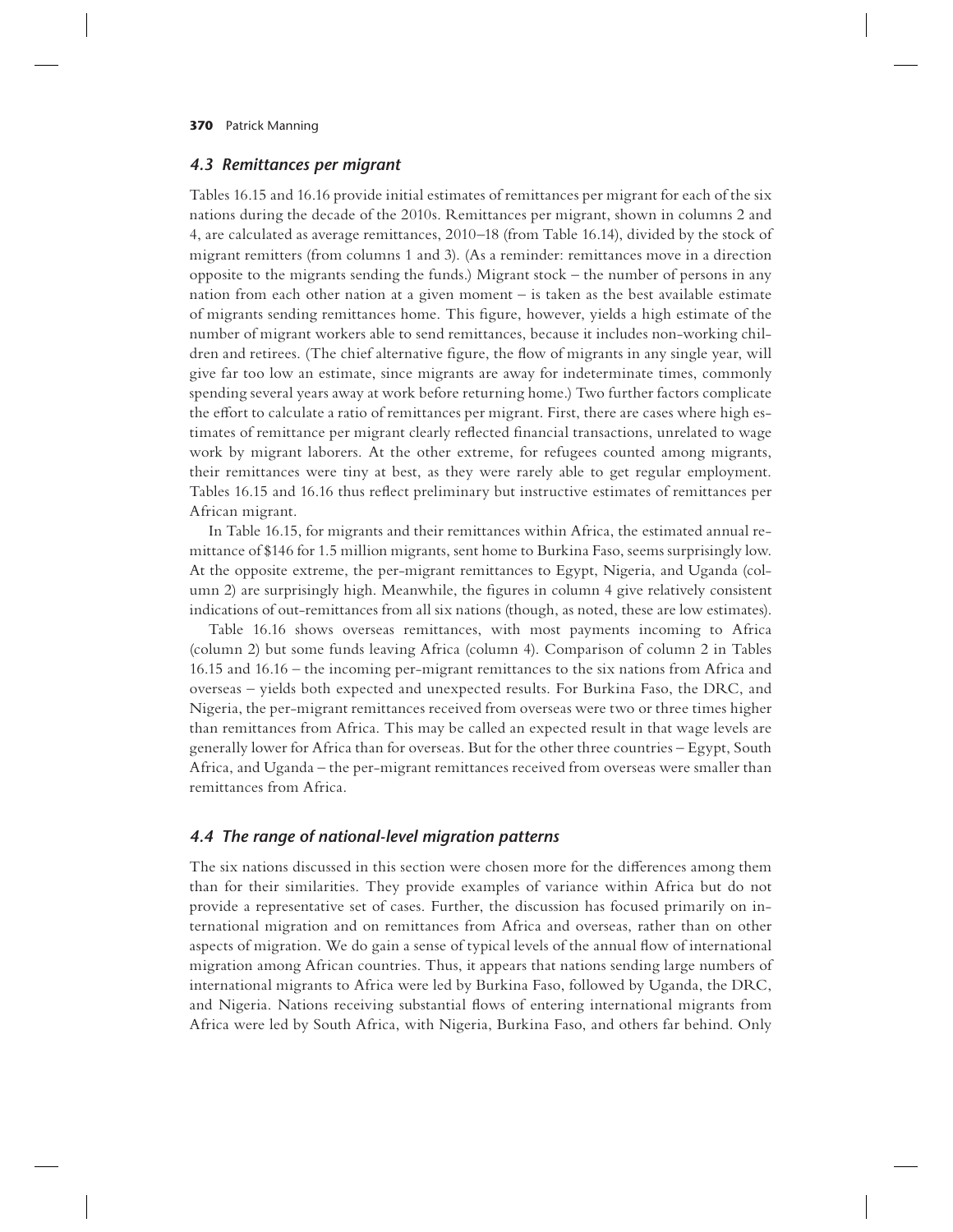### *4.3 Remittances per migrant*

Tables 16.15 and 16.16 provide initial estimates of remittances per migrant for each of the six nations during the decade of the 2010s. Remittances per migrant, shown in columns 2 and 4, are calculated as average remittances, 2010–18 (from Table 16.14), divided by the stock of migrant remitters (from columns 1 and 3). (As a reminder: remittances move in a direction opposite to the migrants sending the funds.) Migrant stock – the number of persons in any nation from each other nation at a given moment – is taken as the best available estimate of migrants sending remittances home. This figure, however, yields a high estimate of the number of migrant workers able to send remittances, because it includes non-working children and retirees. (The chief alternative figure, the flow of migrants in any single year, will give far too low an estimate, since migrants are away for indeterminate times, commonly spending several years away at work before returning home.) Two further factors complicate the effort to calculate a ratio of remittances per migrant. First, there are cases where high estimates of remittance per migrant clearly reflected financial transactions, unrelated to wage work by migrant laborers. At the other extreme, for refugees counted among migrants, their remittances were tiny at best, as they were rarely able to get regular employment. Tables 16.15 and 16.16 thus reflect preliminary but instructive estimates of remittances per African migrant.

In Table 16.15, for migrants and their remittances within Africa, the estimated annual remittance of $146 for 1.5 million migrants, sent home to Burkina Faso, seems surprisingly low. At the opposite extreme, the per-migrant remittances to Egypt, Nigeria, and Uganda (column 2) are surprisingly high. Meanwhile, the figures in column 4 give relatively consistent indications of out-remittances from all six nations (though, as noted, these are low estimates).

Table 16.16 shows overseas remittances, with most payments incoming to Africa (column 2) but some funds leaving Africa (column 4). Comparison of column 2 in Tables 16.15 and 16.16 – the incoming per-migrant remittances to the six nations from Africa and overseas – yields both expected and unexpected results. For Burkina Faso, the DRC, and Nigeria, the per-migrant remittances received from overseas were two or three times higher than remittances from Africa. This may be called an expected result in that wage levels are generally lower for Africa than for overseas. But for the other three countries – Egypt, South Africa, and Uganda – the per-migrant remittances received from overseas were smaller than remittances from Africa.

### *4.4 The range of national-level migration patterns*

The six nations discussed in this section were chosen more for the differences among them than for their similarities. They provide examples of variance within Africa but do not provide a representative set of cases. Further, the discussion has focused primarily on international migration and on remittances from Africa and overseas, rather than on other aspects of migration. We do gain a sense of typical levels of the annual flow of international migration among African countries. Thus, it appears that nations sending large numbers of international migrants to Africa were led by Burkina Faso, followed by Uganda, the DRC, and Nigeria. Nations receiving substantial flows of entering international migrants from Africa were led by South Africa, with Nigeria, Burkina Faso, and others far behind. Only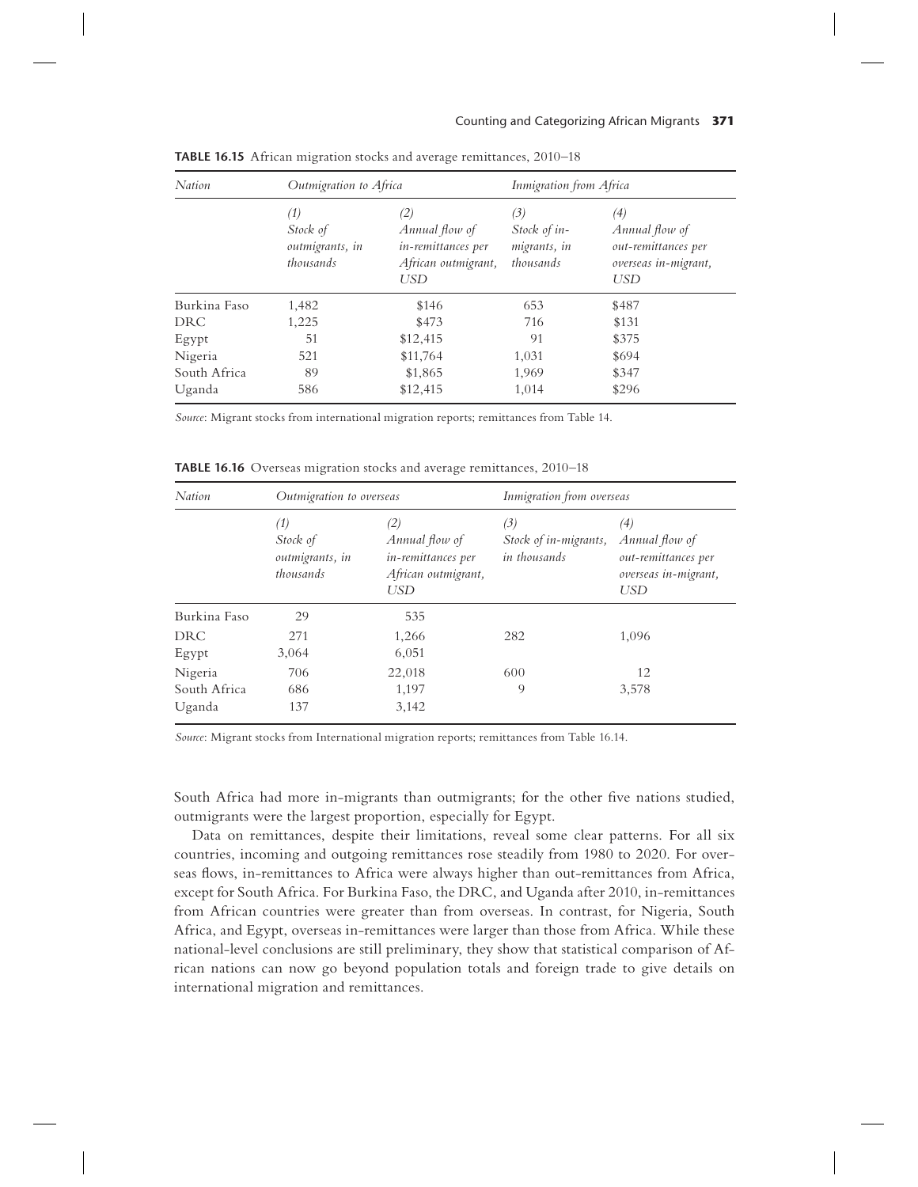**TABLE 16.15** African migration stocks and average remittances, 2010–18

| *Nation* | *Outmigration to Africa* | | *Inmigration from Africa* | |
|---|---|---|---|---|
| | *(1) Stock of outmigrants, in thousands* | *(2) Annual flow of in-remittances per African outmigrant, USD* | *(3) Stock of in-migrants, in thousands* | *(4) Annual flow of out-remittances per overseas in-migrant, USD* |
| Burkina Faso | 1,482 | $146 | 653 | $487 |
| DRC | 1,225 | $473 | 716 | $131 |
| Egypt | 51 | $12,415 | 91 | $375 |
| Nigeria | 521 | $11,764 | 1,031 | $694 |
| South Africa | 89 | $1,865 | 1,969 | $347 |
| Uganda | 586 | $12,415 | 1,014 | $296 |

*Source*: Migrant stocks from international migration reports; remittances from Table 14.

**TABLE 16.16** Overseas migration stocks and average remittances, 2010–18

| *Nation* | *Outmigration to overseas* | | *Inmigration from overseas* | |
|---|---|---|---|---|
| | *(1) Stock of outmigrants, in thousands* | *(2) Annual flow of in-remittances per African outmigrant, USD* | *(3) Stock of in-migrants, in thousands* | *(4) Annual flow of out-remittances per overseas in-migrant, USD* |
| Burkina Faso | 29 | 535 | | |
| DRC | 271 | 1,266 | 282 | 1,096 |
| Egypt | 3,064 | 6,051 | | |
| Nigeria | 706 | 22,018 | 600 | 12 |
| South Africa | 686 | 1,197 | 9 | 3,578 |
| Uganda | 137 | 3,142 | | |

*Source*: Migrant stocks from International migration reports; remittances from Table 16.14.

South Africa had more in-migrants than outmigrants; for the other five nations studied, outmigrants were the largest proportion, especially for Egypt.

Data on remittances, despite their limitations, reveal some clear patterns. For all six countries, incoming and outgoing remittances rose steadily from 1980 to 2020. For overseas flows, in-remittances to Africa were always higher than out-remittances from Africa, except for South Africa. For Burkina Faso, the DRC, and Uganda after 2010, in-remittances from African countries were greater than from overseas. In contrast, for Nigeria, South Africa, and Egypt, overseas in-remittances were larger than those from Africa. While these national-level conclusions are still preliminary, they show that statistical comparison of African nations can now go beyond population totals and foreign trade to give details on international migration and remittances.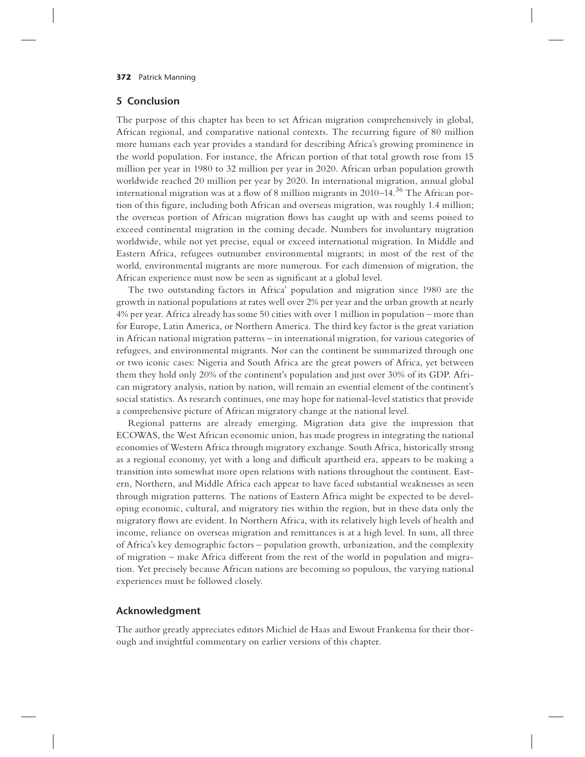## 5 Conclusion

The purpose of this chapter has been to set African migration comprehensively in global, African regional, and comparative national contexts. The recurring figure of 80 million more humans each year provides a standard for describing Africa's growing prominence in the world population. For instance, the African portion of that total growth rose from 15 million per year in 1980 to 32 million per year in 2020. African urban population growth worldwide reached 20 million per year by 2020. In international migration, annual global international migration was at a flow of 8 million migrants in 2010–14.[36] The African portion of this figure, including both African and overseas migration, was roughly 1.4 million; the overseas portion of African migration flows has caught up with and seems poised to exceed continental migration in the coming decade. Numbers for involuntary migration worldwide, while not yet precise, equal or exceed international migration. In Middle and Eastern Africa, refugees outnumber environmental migrants; in most of the rest of the world, environmental migrants are more numerous. For each dimension of migration, the African experience must now be seen as significant at a global level.

The two outstanding factors in Africa' population and migration since 1980 are the growth in national populations at rates well over 2% per year and the urban growth at nearly 4% per year. Africa already has some 50 cities with over 1 million in population – more than for Europe, Latin America, or Northern America. The third key factor is the great variation in African national migration patterns – in international migration, for various categories of refugees, and environmental migrants. Nor can the continent be summarized through one or two iconic cases: Nigeria and South Africa are the great powers of Africa, yet between them they hold only 20% of the continent's population and just over 30% of its GDP. African migratory analysis, nation by nation, will remain an essential element of the continent's social statistics. As research continues, one may hope for national-level statistics that provide a comprehensive picture of African migratory change at the national level.

Regional patterns are already emerging. Migration data give the impression that ECOWAS, the West African economic union, has made progress in integrating the national economies of Western Africa through migratory exchange. South Africa, historically strong as a regional economy, yet with a long and difficult apartheid era, appears to be making a transition into somewhat more open relations with nations throughout the continent. Eastern, Northern, and Middle Africa each appear to have faced substantial weaknesses as seen through migration patterns. The nations of Eastern Africa might be expected to be developing economic, cultural, and migratory ties within the region, but in these data only the migratory flows are evident. In Northern Africa, with its relatively high levels of health and income, reliance on overseas migration and remittances is at a high level. In sum, all three of Africa's key demographic factors – population growth, urbanization, and the complexity of migration – make Africa different from the rest of the world in population and migration. Yet precisely because African nations are becoming so populous, the varying national experiences must be followed closely.

## Acknowledgment

The author greatly appreciates editors Michiel de Haas and Ewout Frankema for their thorough and insightful commentary on earlier versions of this chapter.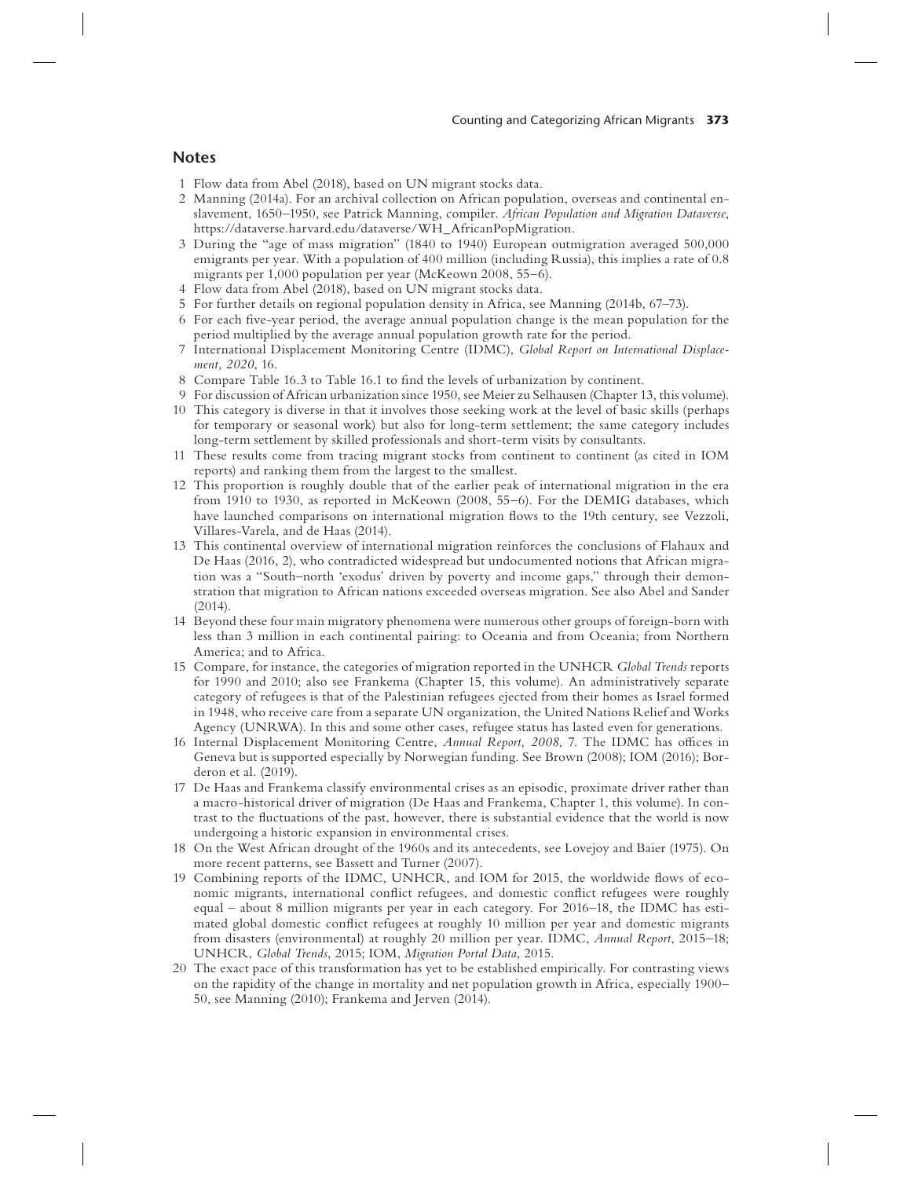## Notes

1 Flow data from Abel (2018), based on UN migrant stocks data.

2 Manning (2014a). For an archival collection on African population, overseas and continental enslavement, 1650–1950, see Patrick Manning, compiler. *African Population and Migration Dataverse*, https://dataverse.harvard.edu/dataverse/WH_AfricanPopMigration.

3 During the "age of mass migration" (1840 to 1940) European outmigration averaged 500,000 emigrants per year. With a population of 400 million (including Russia), this implies a rate of 0.8 migrants per 1,000 population per year (McKeown 2008, 55–6).

4 Flow data from Abel (2018), based on UN migrant stocks data.

5 For further details on regional population density in Africa, see Manning (2014b, 67–73).

6 For each five-year period, the average annual population change is the mean population for the period multiplied by the average annual population growth rate for the period.

7 International Displacement Monitoring Centre (IDMC), *Global Report on International Displacement, 2020*, 16.

8 Compare Table 16.3 to Table 16.1 to find the levels of urbanization by continent.

9 For discussion of African urbanization since 1950, see Meier zu Selhausen (Chapter 13, this volume).

10 This category is diverse in that it involves those seeking work at the level of basic skills (perhaps for temporary or seasonal work) but also for long-term settlement; the same category includes long-term settlement by skilled professionals and short-term visits by consultants.

11 These results come from tracing migrant stocks from continent to continent (as cited in IOM reports) and ranking them from the largest to the smallest.

12 This proportion is roughly double that of the earlier peak of international migration in the era from 1910 to 1930, as reported in McKeown (2008, 55–6). For the DEMIG databases, which have launched comparisons on international migration flows to the 19th century, see Vezzoli, Villares-Varela, and de Haas (2014).

13 This continental overview of international migration reinforces the conclusions of Flahaux and De Haas (2016, 2), who contradicted widespread but undocumented notions that African migration was a "South–north 'exodus' driven by poverty and income gaps," through their demonstration that migration to African nations exceeded overseas migration. See also Abel and Sander (2014).

14 Beyond these four main migratory phenomena were numerous other groups of foreign-born with less than 3 million in each continental pairing: to Oceania and from Oceania; from Northern America; and to Africa.

15 Compare, for instance, the categories of migration reported in the UNHCR *Global Trends* reports for 1990 and 2010; also see Frankema (Chapter 15, this volume). An administratively separate category of refugees is that of the Palestinian refugees ejected from their homes as Israel formed in 1948, who receive care from a separate UN organization, the United Nations Relief and Works Agency (UNRWA). In this and some other cases, refugee status has lasted even for generations.

16 Internal Displacement Monitoring Centre, *Annual Report, 2008*, 7. The IDMC has offices in Geneva but is supported especially by Norwegian funding. See Brown (2008); IOM (2016); Borderon et al. (2019).

17 De Haas and Frankema classify environmental crises as an episodic, proximate driver rather than a macro-historical driver of migration (De Haas and Frankema, Chapter 1, this volume). In contrast to the fluctuations of the past, however, there is substantial evidence that the world is now undergoing a historic expansion in environmental crises.

18 On the West African drought of the 1960s and its antecedents, see Lovejoy and Baier (1975). On more recent patterns, see Bassett and Turner (2007).

19 Combining reports of the IDMC, UNHCR, and IOM for 2015, the worldwide flows of economic migrants, international conflict refugees, and domestic conflict refugees were roughly equal – about 8 million migrants per year in each category. For 2016–18, the IDMC has estimated global domestic conflict refugees at roughly 10 million per year and domestic migrants from disasters (environmental) at roughly 20 million per year. IDMC, *Annual Report*, 2015–18; UNHCR, *Global Trends*, 2015; IOM, *Migration Portal Data*, 2015.

20 The exact pace of this transformation has yet to be established empirically. For contrasting views on the rapidity of the change in mortality and net population growth in Africa, especially 1900–50, see Manning (2010); Frankema and Jerven (2014).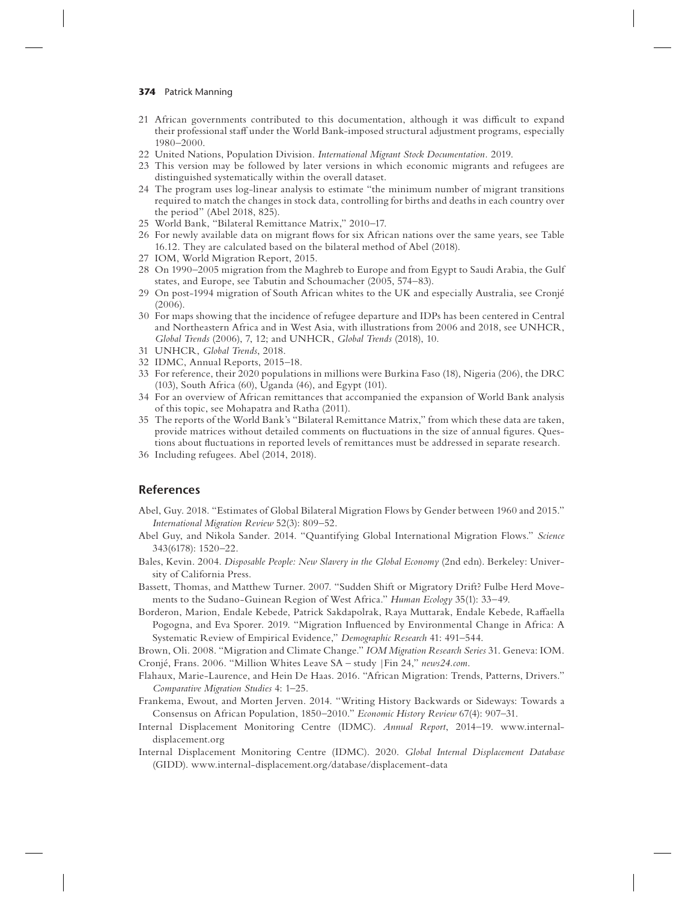21 African governments contributed to this documentation, although it was difficult to expand their professional staff under the World Bank-imposed structural adjustment programs, especially 1980–2000.

22 United Nations, Population Division. *International Migrant Stock Documentation*. 2019.

23 This version may be followed by later versions in which economic migrants and refugees are distinguished systematically within the overall dataset.

24 The program uses log-linear analysis to estimate "the minimum number of migrant transitions required to match the changes in stock data, controlling for births and deaths in each country over the period" (Abel 2018, 825).

25 World Bank, "Bilateral Remittance Matrix," 2010–17.

26 For newly available data on migrant flows for six African nations over the same years, see Table 16.12. They are calculated based on the bilateral method of Abel (2018).

27 IOM, World Migration Report, 2015.

28 On 1990–2005 migration from the Maghreb to Europe and from Egypt to Saudi Arabia, the Gulf states, and Europe, see Tabutin and Schoumacher (2005, 574–83).

29 On post-1994 migration of South African whites to the UK and especially Australia, see Cronjé (2006).

30 For maps showing that the incidence of refugee departure and IDPs has been centered in Central and Northeastern Africa and in West Asia, with illustrations from 2006 and 2018, see UNHCR, *Global Trends* (2006), 7, 12; and UNHCR, *Global Trends* (2018), 10.

31 UNHCR, *Global Trends*, 2018.

32 IDMC, Annual Reports, 2015–18.

33 For reference, their 2020 populations in millions were Burkina Faso (18), Nigeria (206), the DRC (103), South Africa (60), Uganda (46), and Egypt (101).

34 For an overview of African remittances that accompanied the expansion of World Bank analysis of this topic, see Mohapatra and Ratha (2011).

35 The reports of the World Bank's "Bilateral Remittance Matrix," from which these data are taken, provide matrices without detailed comments on fluctuations in the size of annual figures. Questions about fluctuations in reported levels of remittances must be addressed in separate research.

36 Including refugees. Abel (2014, 2018).

## References

Abel, Guy. 2018. "Estimates of Global Bilateral Migration Flows by Gender between 1960 and 2015." *International Migration Review* 52(3): 809–52.

Abel Guy, and Nikola Sander. 2014. "Quantifying Global International Migration Flows." *Science* 343(6178): 1520–22.

Bales, Kevin. 2004. *Disposable People: New Slavery in the Global Economy* (2nd edn). Berkeley: University of California Press.

Bassett, Thomas, and Matthew Turner. 2007. "Sudden Shift or Migratory Drift? Fulbe Herd Movements to the Sudano-Guinean Region of West Africa." *Human Ecology* 35(1): 33–49.

Borderon, Marion, Endale Kebede, Patrick Sakdapolrak, Raya Muttarak, Endale Kebede, Raffaella Pogogna, and Eva Sporer. 2019. "Migration Influenced by Environmental Change in Africa: A Systematic Review of Empirical Evidence," *Demographic Research* 41: 491–544.

Brown, Oli. 2008. "Migration and Climate Change." *IOM Migration Research Series* 31. Geneva: IOM.

Cronjé, Frans. 2006. "Million Whites Leave SA – study |Fin 24," *news24.com*.

Flahaux, Marie-Laurence, and Hein De Haas. 2016. "African Migration: Trends, Patterns, Drivers." *Comparative Migration Studies* 4: 1–25.

Frankema, Ewout, and Morten Jerven. 2014. "Writing History Backwards or Sideways: Towards a Consensus on African Population, 1850–2010." *Economic History Review* 67(4): 907–31.

Internal Displacement Monitoring Centre (IDMC). *Annual Report*, 2014–19. www.internal-displacement.org

Internal Displacement Monitoring Centre (IDMC). 2020. *Global Internal Displacement Database* (GIDD). www.internal-displacement.org/database/displacement-data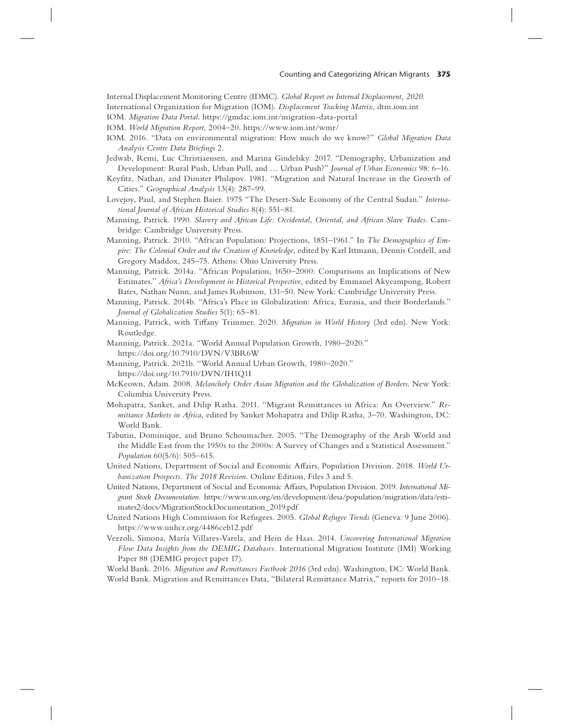Internal Displacement Monitoring Centre (IDMC). *Global Report on Internal Displacement, 2020*.

International Organization for Migration (IOM). *Displacement Tracking Matrix*, dtm.iom.int

IOM. *Migration Data Portal*. https://gmdac.iom.int/migration-data-portal

IOM. *World Migration Report*, 2004–20. https://www.iom.int/wmr/

IOM. 2016. "Data on environmental migration: How much do we know?" *Global Migration Data Analysis Centre Data Briefings* 2.

Jedwab, Remi, Luc Christiaensen, and Marina Gindelsky. 2017. "Demography, Urbanization and Development: Rural Push, Urban Pull, and … Urban Push?" *Journal of Urban Economics* 98: 6–16.

Keyfitz, Nathan, and Dimiter Philipov. 1981. "Migration and Natural Increase in the Growth of Cities." *Geographical Analysis* 13(4): 287–99.

Lovejoy, Paul, and Stephen Baier. 1975 "The Desert-Side Economy of the Central Sudan." *International Journal of African Historical Studies* 8(4): 551–81.

Manning, Patrick. 1990. *Slavery and African Life: Occidental, Oriental, and African Slave Trades*. Cambridge: Cambridge University Press.

Manning, Patrick. 2010. "African Population: Projections, 1851–1961." In *The Demographics of Empire: The Colonial Order and the Creation of Knowledge*, edited by Karl Ittmann, Dennis Cordell, and Gregory Maddox, 245–75. Athens: Ohio University Press.

Manning, Patrick. 2014a. "African Population, 1650–2000: Comparisons an Implications of New Estimates." *Africa's Development in Historical Perspective*, edited by Emmauel Akyeampong, Robert Bates, Nathan Nunn, and James Robinson, 131–50. New York: Cambridge University Press.

Manning, Patrick. 2014b. "Africa's Place in Globalization: Africa, Eurasia, and their Borderlands." *Journal of Globalization Studies* 5(1): 65–81.

Manning, Patrick, with Tiffany Trimmer. 2020. *Migration in World History* (3rd edn). New York: Routledge.

Manning, Patrick. 2021a. "World Annual Population Growth, 1980–2020." https://doi.org/10.7910/DVN/V3BR6W

Manning, Patrick. 2021b. "World Annual Urban Growth, 1980–2020." https://doi.org/10.7910/DVN/IH1Q1I

McKeown, Adam. 2008. *Melancholy Order Asian Migration and the Globalization of Borders*. New York: Columbia University Press.

Mohapatra, Sanket, and Dilip Ratha. 2011. "Migrant Remittances in Africa: An Overview." *Remittance Markets in Africa*, edited by Sanket Mohapatra and Dilip Ratha, 3–70. Washington, DC: World Bank.

Tabutin, Dominique, and Bruno Schoumacher. 2005. "The Demography of the Arab World and the Middle East from the 1950s to the 2000s: A Survey of Changes and a Statistical Assessment." *Population* 60(5/6): 505–615.

United Nations, Department of Social and Economic Affairs, Population Division. 2018. *World Urbanization Prospects. The 2018 Revision*. Online Edition, Files 3 and 5.

United Nations, Department of Social and Economic Affairs, Population Division. 2019. *International Migrant Stock Documentation*. https://www.un.org/en/development/desa/population/migration/data/estimates2/docs/MigrationStockDocumentation_2019.pdf

United Nations High Commission for Refugees. 2005. *Global Refugee Trends* (Geneva: 9 June 2006). https://www.unhcr.org/4486ceb12.pdf

Vezzoli, Simona, María Villares-Varela, and Hein de Haas. 2014. *Uncovering International Migration Flow Data Insights from the DEMIG Databases*. International Migration Institute (IMI) Working Paper 88 (DEMIG project paper 17).

World Bank. 2016. *Migration and Remittances Factbook 2016* (3rd edn). Washington, DC: World Bank.

World Bank. Migration and Remittances Data, "Bilateral Remittance Matrix," reports for 2010–18.